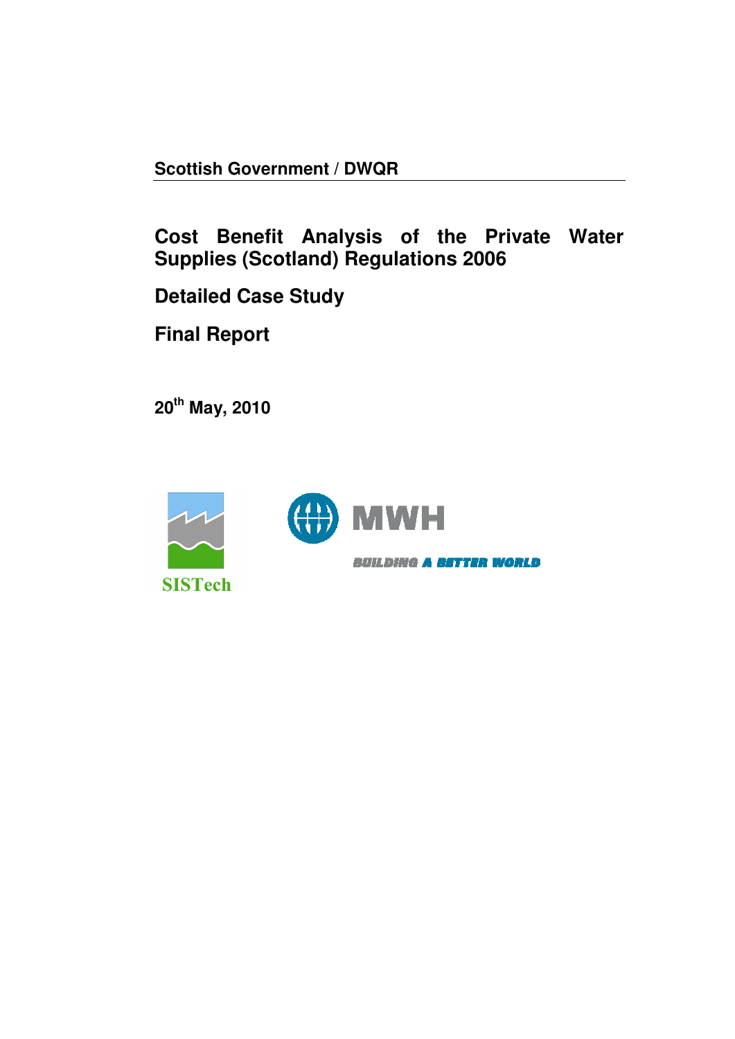**Scottish Government / DWQR**

# Cost Benefit Analysis of the Private Water Supplies (Scotland) Regulations 2006

## Detailed Case Study

## Final Report

**20th May, 2010**

SISTech

MWH

BUILDING A BETTER WORLD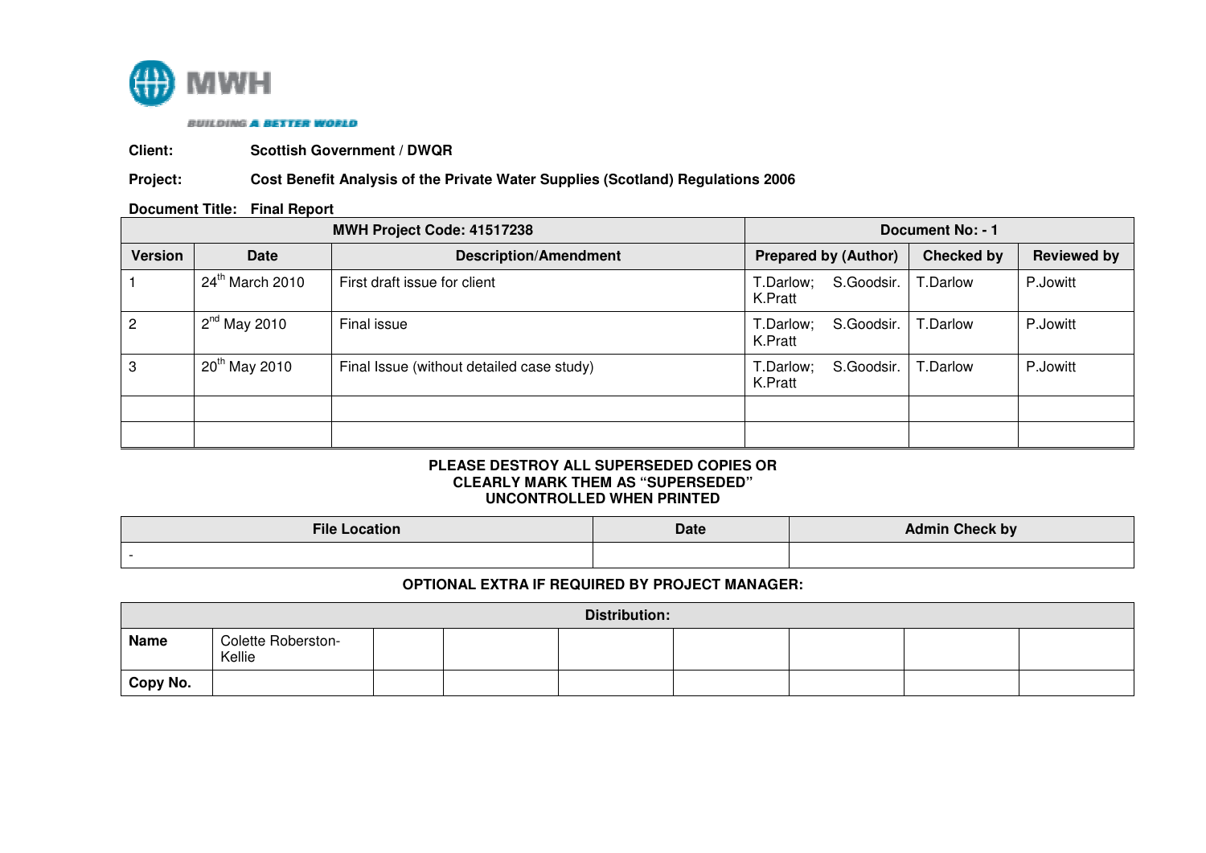MWH

BUILDING A BETTER WORLD

**Client:** Scottish Government / DWQR

**Project:** Cost Benefit Analysis of the Private Water Supplies (Scotland) Regulations 2006

**Document Title:** Final Report

| MWH Project Code: 41517238 | | | Document No: - 1 | | |
|---|---|---|---|---|---|
| **Version** | **Date** | **Description/Amendment** | **Prepared by (Author)** | **Checked by** | **Reviewed by** |
| 1 | 24th March 2010 | First draft issue for client | T.Darlow; S.Goodsir. K.Pratt | T.Darlow | P.Jowitt |
| 2 | 2nd May 2010 | Final issue | T.Darlow; S.Goodsir. K.Pratt | T.Darlow | P.Jowitt |
| 3 | 20th May 2010 | Final Issue (without detailed case study) | T.Darlow; S.Goodsir. K.Pratt | T.Darlow | P.Jowitt |
| | | | | | |
| | | | | | |

**PLEASE DESTROY ALL SUPERSEDED COPIES OR CLEARLY MARK THEM AS "SUPERSEDED" UNCONTROLLED WHEN PRINTED**

| File Location | Date | Admin Check by |
|---|---|---|
| - | | |

**OPTIONAL EXTRA IF REQUIRED BY PROJECT MANAGER:**

| Distribution: | | | | | | | | |
|---|---|---|---|---|---|---|---|---|
| **Name** | Colette Roberston-Kellie | | | | | | | |
| **Copy No.** | | | | | | | | |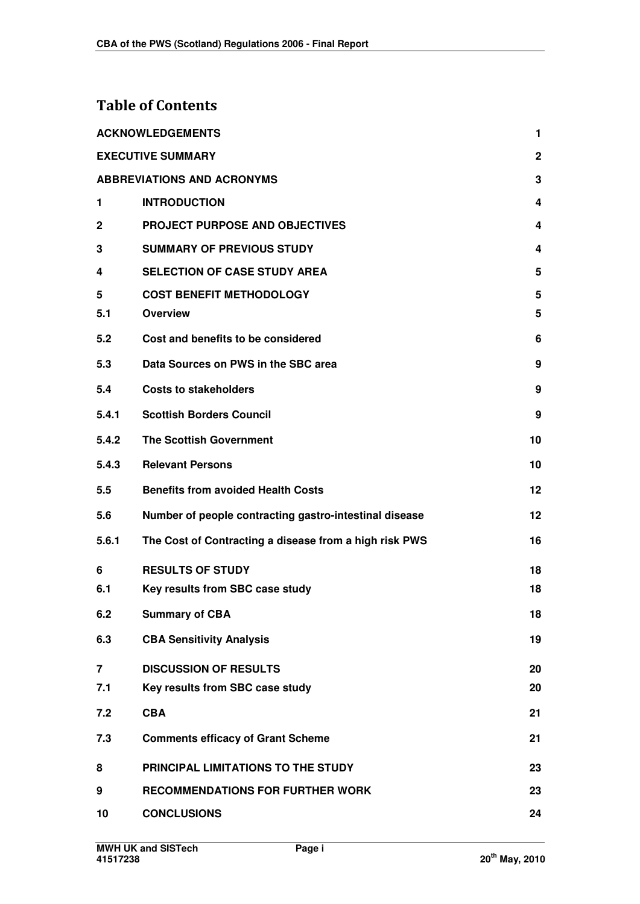## Table of Contents

| | | |
|---|---|---|
| **ACKNOWLEDGEMENTS** | | **1** |
| **EXECUTIVE SUMMARY** | | **2** |
| **ABBREVIATIONS AND ACRONYMS** | | **3** |
| **1** | **INTRODUCTION** | **4** |
| **2** | **PROJECT PURPOSE AND OBJECTIVES** | **4** |
| **3** | **SUMMARY OF PREVIOUS STUDY** | **4** |
| **4** | **SELECTION OF CASE STUDY AREA** | **5** |
| **5** | **COST BENEFIT METHODOLOGY** | **5** |
| **5.1** | **Overview** | **5** |
| **5.2** | **Cost and benefits to be considered** | **6** |
| **5.3** | **Data Sources on PWS in the SBC area** | **9** |
| **5.4** | **Costs to stakeholders** | **9** |
| **5.4.1** | **Scottish Borders Council** | **9** |
| **5.4.2** | **The Scottish Government** | **10** |
| **5.4.3** | **Relevant Persons** | **10** |
| **5.5** | **Benefits from avoided Health Costs** | **12** |
| **5.6** | **Number of people contracting gastro-intestinal disease** | **12** |
| **5.6.1** | **The Cost of Contracting a disease from a high risk PWS** | **16** |
| **6** | **RESULTS OF STUDY** | **18** |
| **6.1** | **Key results from SBC case study** | **18** |
| **6.2** | **Summary of CBA** | **18** |
| **6.3** | **CBA Sensitivity Analysis** | **19** |
| **7** | **DISCUSSION OF RESULTS** | **20** |
| **7.1** | **Key results from SBC case study** | **20** |
| **7.2** | **CBA** | **21** |
| **7.3** | **Comments efficacy of Grant Scheme** | **21** |
| **8** | **PRINCIPAL LIMITATIONS TO THE STUDY** | **23** |
| **9** | **RECOMMENDATIONS FOR FURTHER WORK** | **23** |
| **10** | **CONCLUSIONS** | **24** |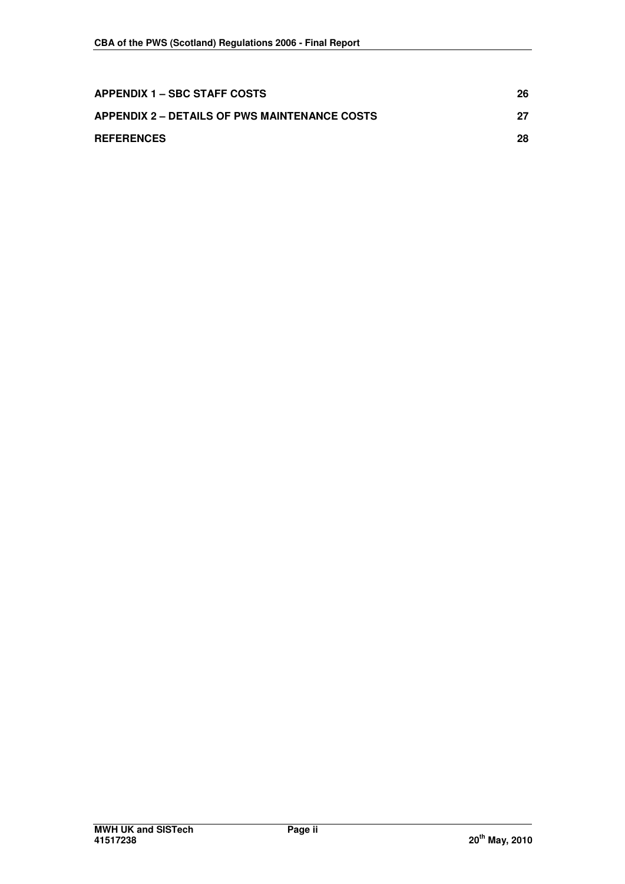**APPENDIX 1 – SBC STAFF COSTS** 26

**APPENDIX 2 – DETAILS OF PWS MAINTENANCE COSTS** 27

**REFERENCES** 28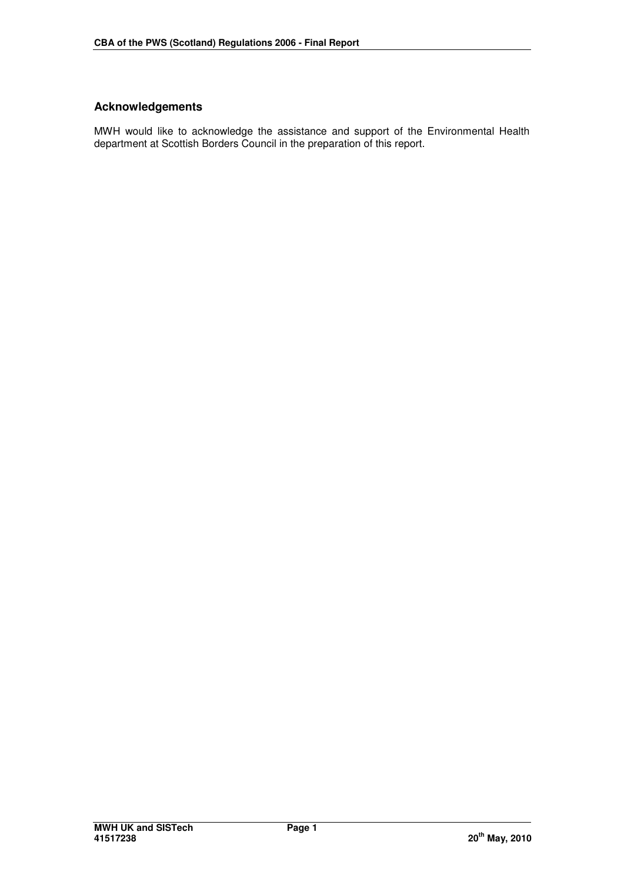## Acknowledgements

MWH would like to acknowledge the assistance and support of the Environmental Health department at Scottish Borders Council in the preparation of this report.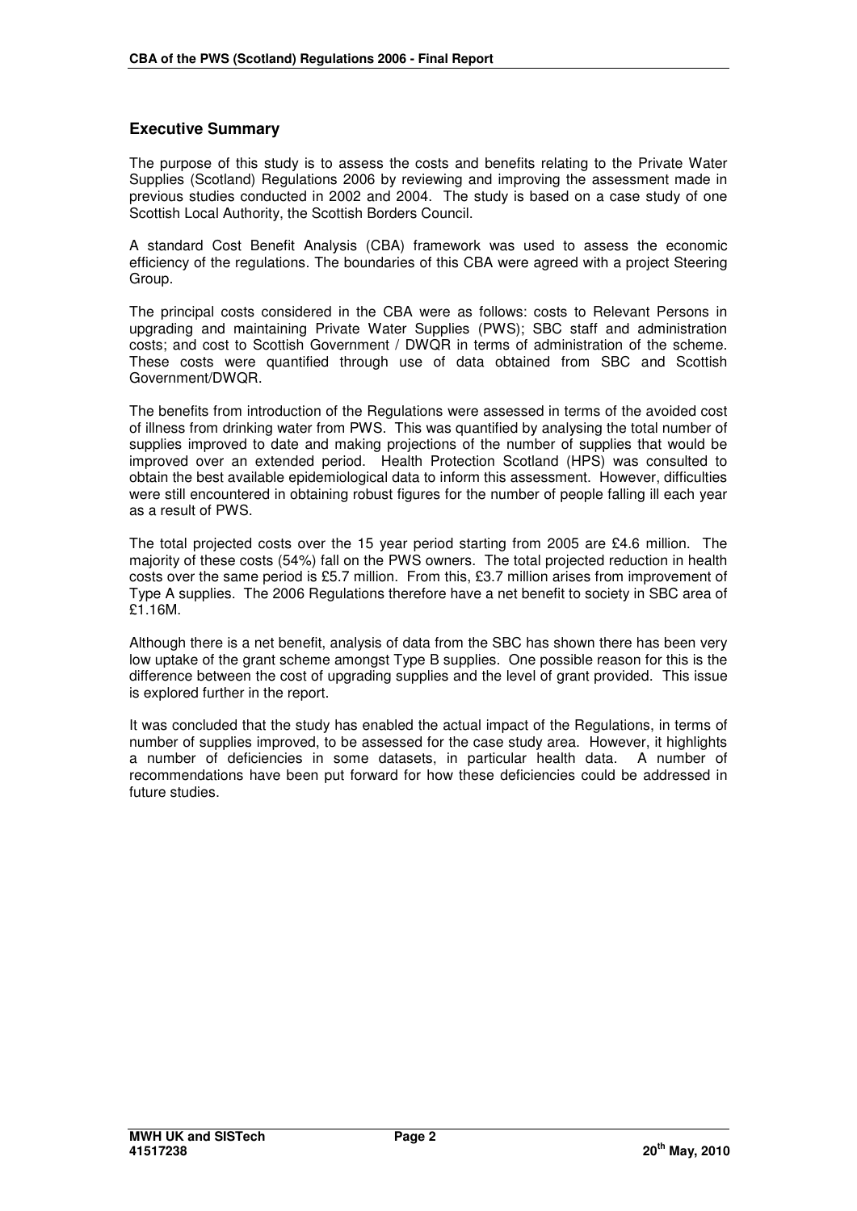## Executive Summary

The purpose of this study is to assess the costs and benefits relating to the Private Water Supplies (Scotland) Regulations 2006 by reviewing and improving the assessment made in previous studies conducted in 2002 and 2004. The study is based on a case study of one Scottish Local Authority, the Scottish Borders Council.

A standard Cost Benefit Analysis (CBA) framework was used to assess the economic efficiency of the regulations. The boundaries of this CBA were agreed with a project Steering Group.

The principal costs considered in the CBA were as follows: costs to Relevant Persons in upgrading and maintaining Private Water Supplies (PWS); SBC staff and administration costs; and cost to Scottish Government / DWQR in terms of administration of the scheme. These costs were quantified through use of data obtained from SBC and Scottish Government/DWQR.

The benefits from introduction of the Regulations were assessed in terms of the avoided cost of illness from drinking water from PWS. This was quantified by analysing the total number of supplies improved to date and making projections of the number of supplies that would be improved over an extended period. Health Protection Scotland (HPS) was consulted to obtain the best available epidemiological data to inform this assessment. However, difficulties were still encountered in obtaining robust figures for the number of people falling ill each year as a result of PWS.

The total projected costs over the 15 year period starting from 2005 are £4.6 million. The majority of these costs (54%) fall on the PWS owners. The total projected reduction in health costs over the same period is £5.7 million. From this, £3.7 million arises from improvement of Type A supplies. The 2006 Regulations therefore have a net benefit to society in SBC area of £1.16M.

Although there is a net benefit, analysis of data from the SBC has shown there has been very low uptake of the grant scheme amongst Type B supplies. One possible reason for this is the difference between the cost of upgrading supplies and the level of grant provided. This issue is explored further in the report.

It was concluded that the study has enabled the actual impact of the Regulations, in terms of number of supplies improved, to be assessed for the case study area. However, it highlights a number of deficiencies in some datasets, in particular health data. A number of recommendations have been put forward for how these deficiencies could be addressed in future studies.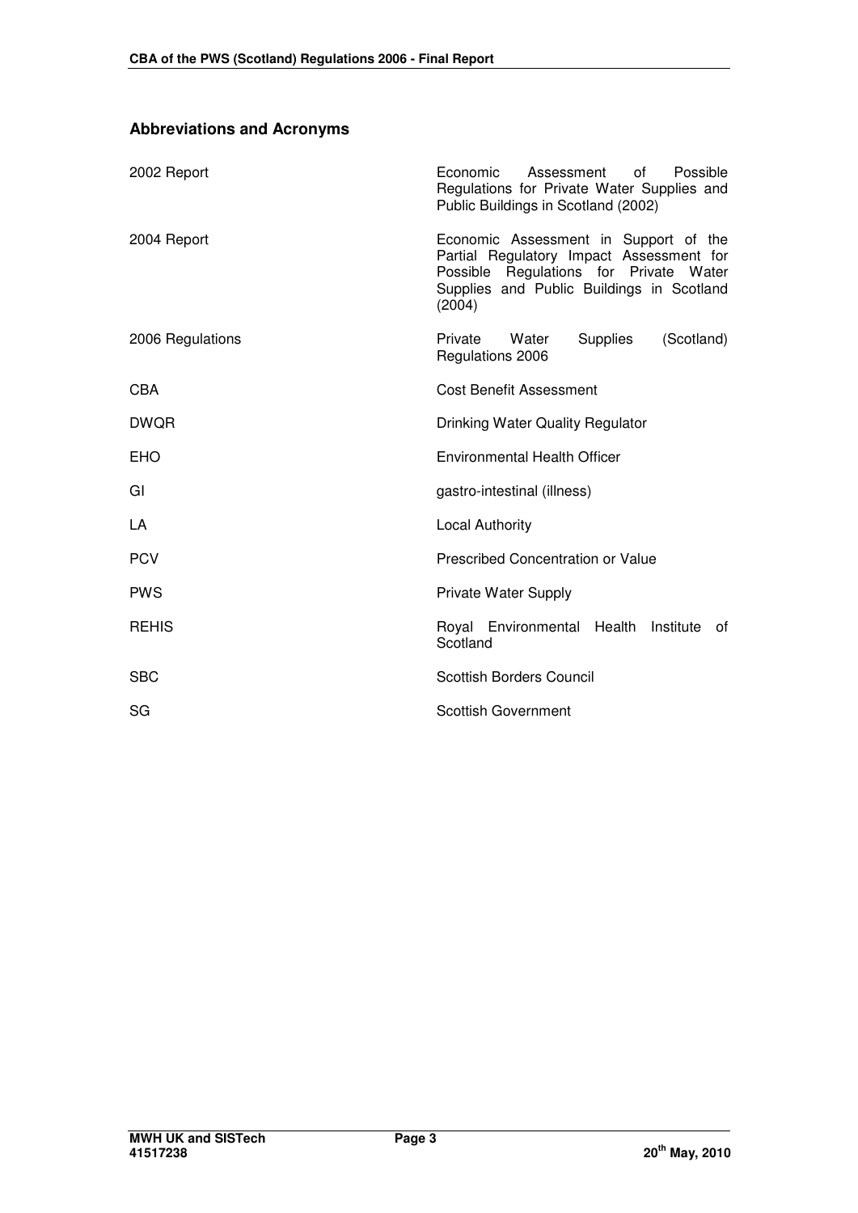## Abbreviations and Acronyms

| | |
|---|---|
| 2002 Report | Economic Assessment of Possible Regulations for Private Water Supplies and Public Buildings in Scotland (2002) |
| 2004 Report | Economic Assessment in Support of the Partial Regulatory Impact Assessment for Possible Regulations for Private Water Supplies and Public Buildings in Scotland (2004) |
| 2006 Regulations | Private Water Supplies (Scotland) Regulations 2006 |
| CBA | Cost Benefit Assessment |
| DWQR | Drinking Water Quality Regulator |
| EHO | Environmental Health Officer |
| GI | gastro-intestinal (illness) |
| LA | Local Authority |
| PCV | Prescribed Concentration or Value |
| PWS | Private Water Supply |
| REHIS | Royal Environmental Health Institute of Scotland |
| SBC | Scottish Borders Council |
| SG | Scottish Government |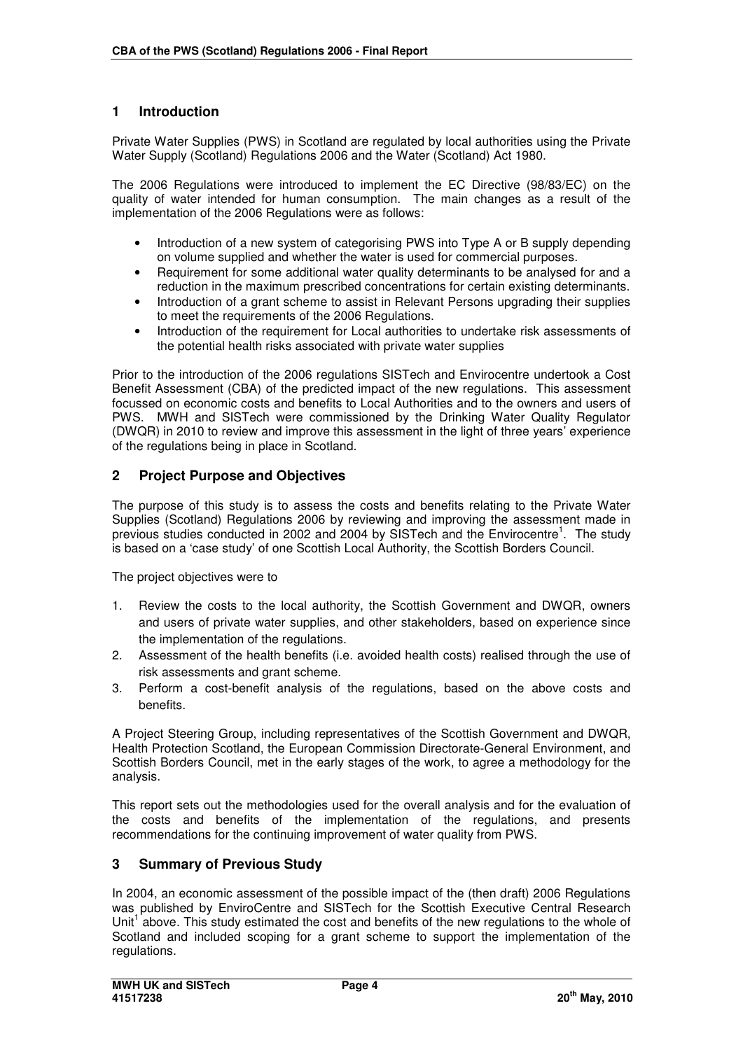## 1 Introduction

Private Water Supplies (PWS) in Scotland are regulated by local authorities using the Private Water Supply (Scotland) Regulations 2006 and the Water (Scotland) Act 1980.

The 2006 Regulations were introduced to implement the EC Directive (98/83/EC) on the quality of water intended for human consumption. The main changes as a result of the implementation of the 2006 Regulations were as follows:

- Introduction of a new system of categorising PWS into Type A or B supply depending on volume supplied and whether the water is used for commercial purposes.
- Requirement for some additional water quality determinants to be analysed for and a reduction in the maximum prescribed concentrations for certain existing determinants.
- Introduction of a grant scheme to assist in Relevant Persons upgrading their supplies to meet the requirements of the 2006 Regulations.
- Introduction of the requirement for Local authorities to undertake risk assessments of the potential health risks associated with private water supplies

Prior to the introduction of the 2006 regulations SISTech and Envirocentre undertook a Cost Benefit Assessment (CBA) of the predicted impact of the new regulations. This assessment focussed on economic costs and benefits to Local Authorities and to the owners and users of PWS. MWH and SISTech were commissioned by the Drinking Water Quality Regulator (DWQR) in 2010 to review and improve this assessment in the light of three years' experience of the regulations being in place in Scotland.

## 2 Project Purpose and Objectives

The purpose of this study is to assess the costs and benefits relating to the Private Water Supplies (Scotland) Regulations 2006 by reviewing and improving the assessment made in previous studies conducted in 2002 and 2004 by SISTech and the Envirocentre[1]. The study is based on a 'case study' of one Scottish Local Authority, the Scottish Borders Council.

The project objectives were to

1. Review the costs to the local authority, the Scottish Government and DWQR, owners and users of private water supplies, and other stakeholders, based on experience since the implementation of the regulations.
2. Assessment of the health benefits (i.e. avoided health costs) realised through the use of risk assessments and grant scheme.
3. Perform a cost-benefit analysis of the regulations, based on the above costs and benefits.

A Project Steering Group, including representatives of the Scottish Government and DWQR, Health Protection Scotland, the European Commission Directorate-General Environment, and Scottish Borders Council, met in the early stages of the work, to agree a methodology for the analysis.

This report sets out the methodologies used for the overall analysis and for the evaluation of the costs and benefits of the implementation of the regulations, and presents recommendations for the continuing improvement of water quality from PWS.

## 3 Summary of Previous Study

In 2004, an economic assessment of the possible impact of the (then draft) 2006 Regulations was published by EnviroCentre and SISTech for the Scottish Executive Central Research Unit[1] above. This study estimated the cost and benefits of the new regulations to the whole of Scotland and included scoping for a grant scheme to support the implementation of the regulations.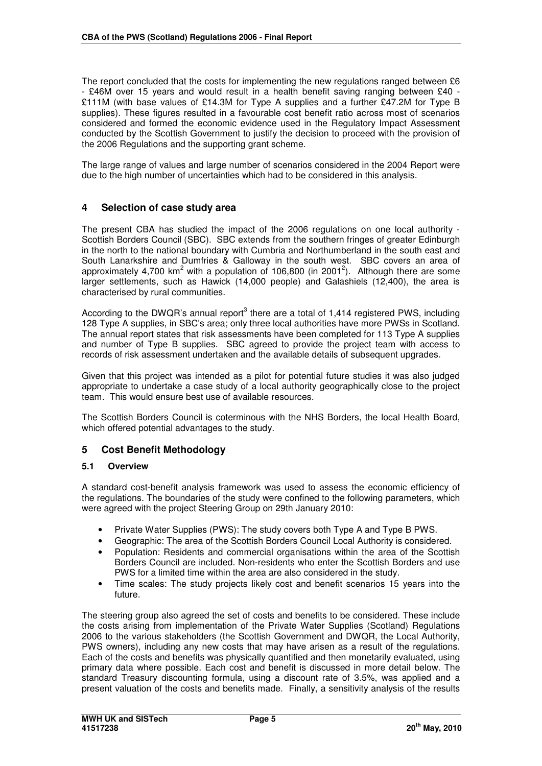The report concluded that the costs for implementing the new regulations ranged between £6 - £46M over 15 years and would result in a health benefit saving ranging between £40 - £111M (with base values of £14.3M for Type A supplies and a further £47.2M for Type B supplies). These figures resulted in a favourable cost benefit ratio across most of scenarios considered and formed the economic evidence used in the Regulatory Impact Assessment conducted by the Scottish Government to justify the decision to proceed with the provision of the 2006 Regulations and the supporting grant scheme.

The large range of values and large number of scenarios considered in the 2004 Report were due to the high number of uncertainties which had to be considered in this analysis.

## 4 Selection of case study area

The present CBA has studied the impact of the 2006 regulations on one local authority - Scottish Borders Council (SBC). SBC extends from the southern fringes of greater Edinburgh in the north to the national boundary with Cumbria and Northumberland in the south east and South Lanarkshire and Dumfries & Galloway in the south west. SBC covers an area of approximately 4,700 km$^2$ with a population of 106,800 (in 2001[2]). Although there are some larger settlements, such as Hawick (14,000 people) and Galashiels (12,400), the area is characterised by rural communities.

According to the DWQR's annual report[3] there are a total of 1,414 registered PWS, including 128 Type A supplies, in SBC's area; only three local authorities have more PWSs in Scotland. The annual report states that risk assessments have been completed for 113 Type A supplies and number of Type B supplies. SBC agreed to provide the project team with access to records of risk assessment undertaken and the available details of subsequent upgrades.

Given that this project was intended as a pilot for potential future studies it was also judged appropriate to undertake a case study of a local authority geographically close to the project team. This would ensure best use of available resources.

The Scottish Borders Council is coterminous with the NHS Borders, the local Health Board, which offered potential advantages to the study.

## 5 Cost Benefit Methodology

### 5.1 Overview

A standard cost-benefit analysis framework was used to assess the economic efficiency of the regulations. The boundaries of the study were confined to the following parameters, which were agreed with the project Steering Group on 29th January 2010:

- Private Water Supplies (PWS): The study covers both Type A and Type B PWS.
- Geographic: The area of the Scottish Borders Council Local Authority is considered.
- Population: Residents and commercial organisations within the area of the Scottish Borders Council are included. Non-residents who enter the Scottish Borders and use PWS for a limited time within the area are also considered in the study.
- Time scales: The study projects likely cost and benefit scenarios 15 years into the future.

The steering group also agreed the set of costs and benefits to be considered. These include the costs arising from implementation of the Private Water Supplies (Scotland) Regulations 2006 to the various stakeholders (the Scottish Government and DWQR, the Local Authority, PWS owners), including any new costs that may have arisen as a result of the regulations. Each of the costs and benefits was physically quantified and then monetarily evaluated, using primary data where possible. Each cost and benefit is discussed in more detail below. The standard Treasury discounting formula, using a discount rate of 3.5%, was applied and a present valuation of the costs and benefits made. Finally, a sensitivity analysis of the results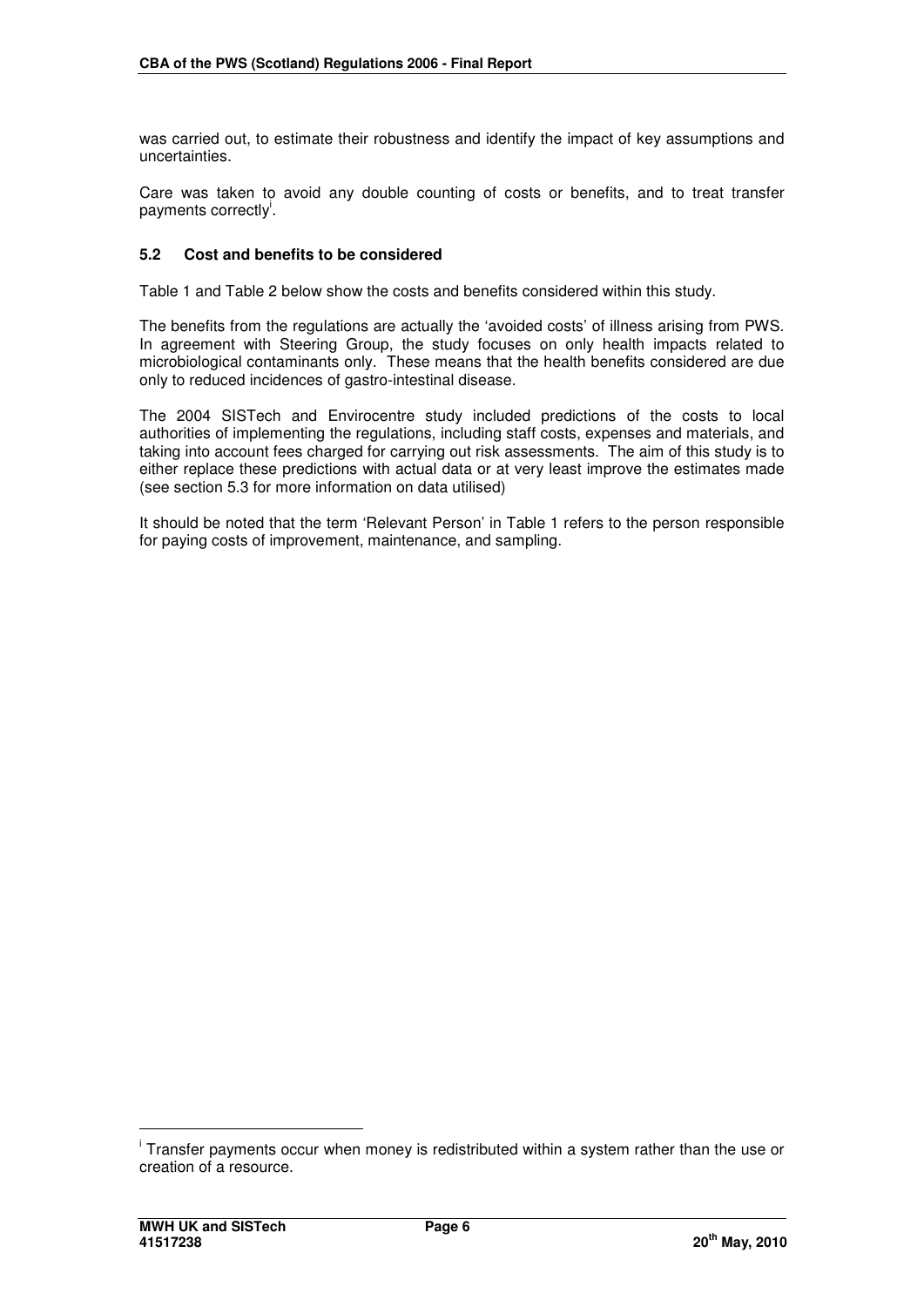was carried out, to estimate their robustness and identify the impact of key assumptions and uncertainties.

Care was taken to avoid any double counting of costs or benefits, and to treat transfer payments correctly[i].

### 5.2 Cost and benefits to be considered

Table 1 and Table 2 below show the costs and benefits considered within this study.

The benefits from the regulations are actually the 'avoided costs' of illness arising from PWS. In agreement with Steering Group, the study focuses on only health impacts related to microbiological contaminants only. These means that the health benefits considered are due only to reduced incidences of gastro-intestinal disease.

The 2004 SISTech and Envirocentre study included predictions of the costs to local authorities of implementing the regulations, including staff costs, expenses and materials, and taking into account fees charged for carrying out risk assessments. The aim of this study is to either replace these predictions with actual data or at very least improve the estimates made (see section 5.3 for more information on data utilised)

It should be noted that the term 'Relevant Person' in Table 1 refers to the person responsible for paying costs of improvement, maintenance, and sampling.

---

[i] Transfer payments occur when money is redistributed within a system rather than the use or creation of a resource.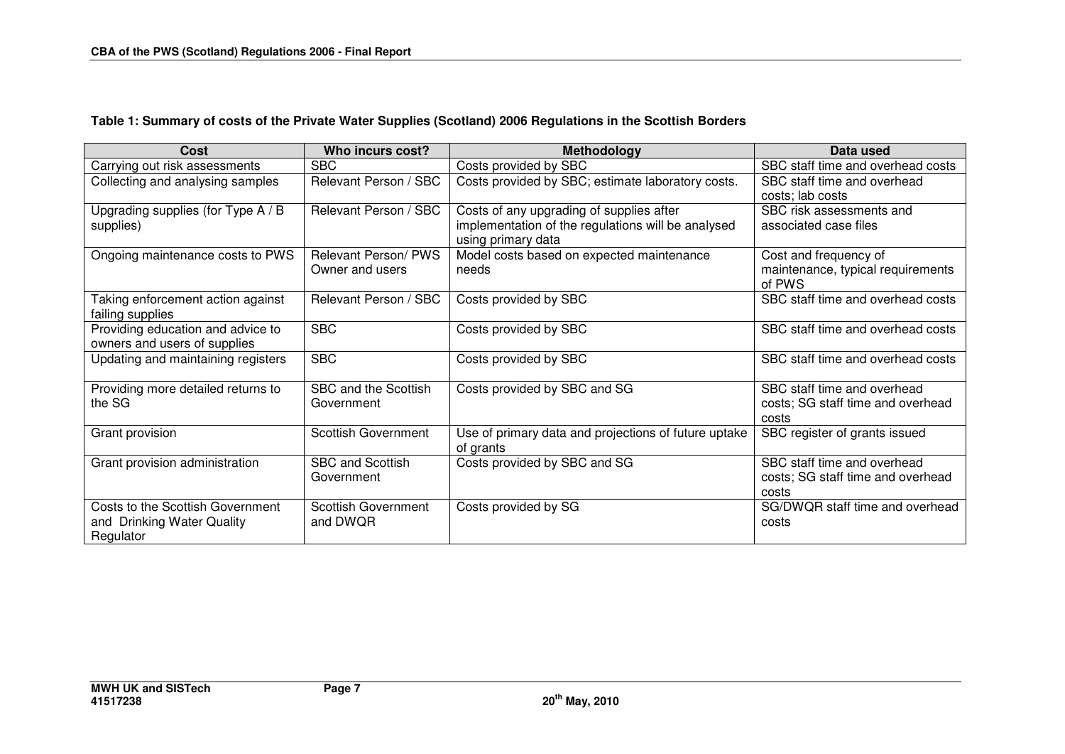**Table 1: Summary of costs of the Private Water Supplies (Scotland) 2006 Regulations in the Scottish Borders**

| Cost | Who incurs cost? | Methodology | Data used |
|---|---|---|---|
| Carrying out risk assessments | SBC | Costs provided by SBC | SBC staff time and overhead costs |
| Collecting and analysing samples | Relevant Person / SBC | Costs provided by SBC; estimate laboratory costs. | SBC staff time and overhead costs; lab costs |
| Upgrading supplies (for Type A / B supplies) | Relevant Person / SBC | Costs of any upgrading of supplies after implementation of the regulations will be analysed using primary data | SBC risk assessments and associated case files |
| Ongoing maintenance costs to PWS | Relevant Person/ PWS Owner and users | Model costs based on expected maintenance needs | Cost and frequency of maintenance, typical requirements of PWS |
| Taking enforcement action against failing supplies | Relevant Person / SBC | Costs provided by SBC | SBC staff time and overhead costs |
| Providing education and advice to owners and users of supplies | SBC | Costs provided by SBC | SBC staff time and overhead costs |
| Updating and maintaining registers | SBC | Costs provided by SBC | SBC staff time and overhead costs |
| Providing more detailed returns to the SG | SBC and the Scottish Government | Costs provided by SBC and SG | SBC staff time and overhead costs; SG staff time and overhead costs |
| Grant provision | Scottish Government | Use of primary data and projections of future uptake of grants | SBC register of grants issued |
| Grant provision administration | SBC and Scottish Government | Costs provided by SBC and SG | SBC staff time and overhead costs; SG staff time and overhead costs |
| Costs to the Scottish Government and Drinking Water Quality Regulator | Scottish Government and DWQR | Costs provided by SG | SG/DWQR staff time and overhead costs |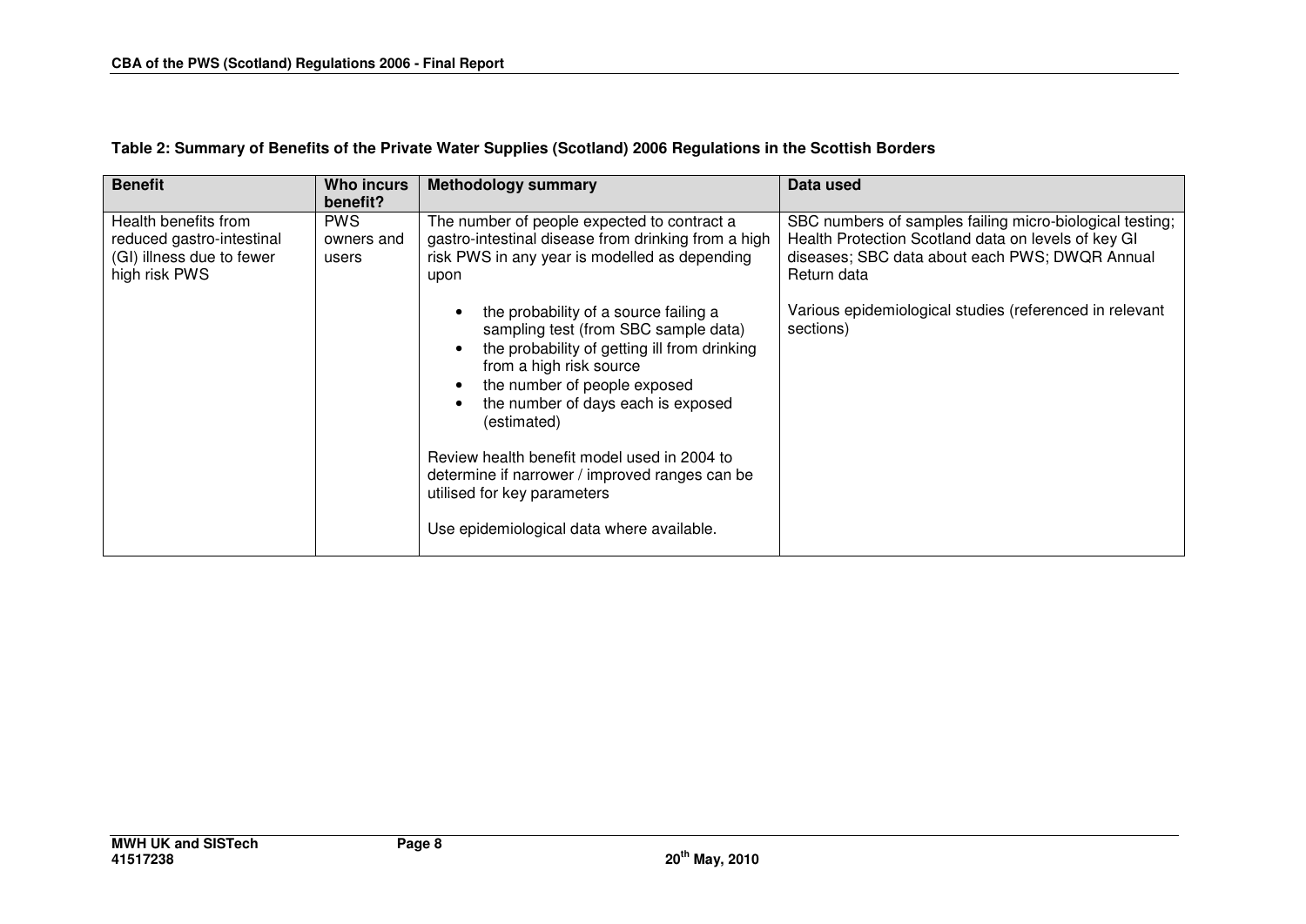**Table 2: Summary of Benefits of the Private Water Supplies (Scotland) 2006 Regulations in the Scottish Borders**

| Benefit | Who incurs benefit? | Methodology summary | Data used |
|---|---|---|---|
| Health benefits from reduced gastro-intestinal (GI) illness due to fewer high risk PWS | PWS owners and users | The number of people expected to contract a gastro-intestinal disease from drinking from a high risk PWS in any year is modelled as depending upon<br><br>• the probability of a source failing a sampling test (from SBC sample data)<br>• the probability of getting ill from drinking from a high risk source<br>• the number of people exposed<br>• the number of days each is exposed (estimated)<br><br>Review health benefit model used in 2004 to determine if narrower / improved ranges can be utilised for key parameters<br><br>Use epidemiological data where available. | SBC numbers of samples failing micro-biological testing; Health Protection Scotland data on levels of key GI diseases; SBC data about each PWS; DWQR Annual Return data<br><br>Various epidemiological studies (referenced in relevant sections) |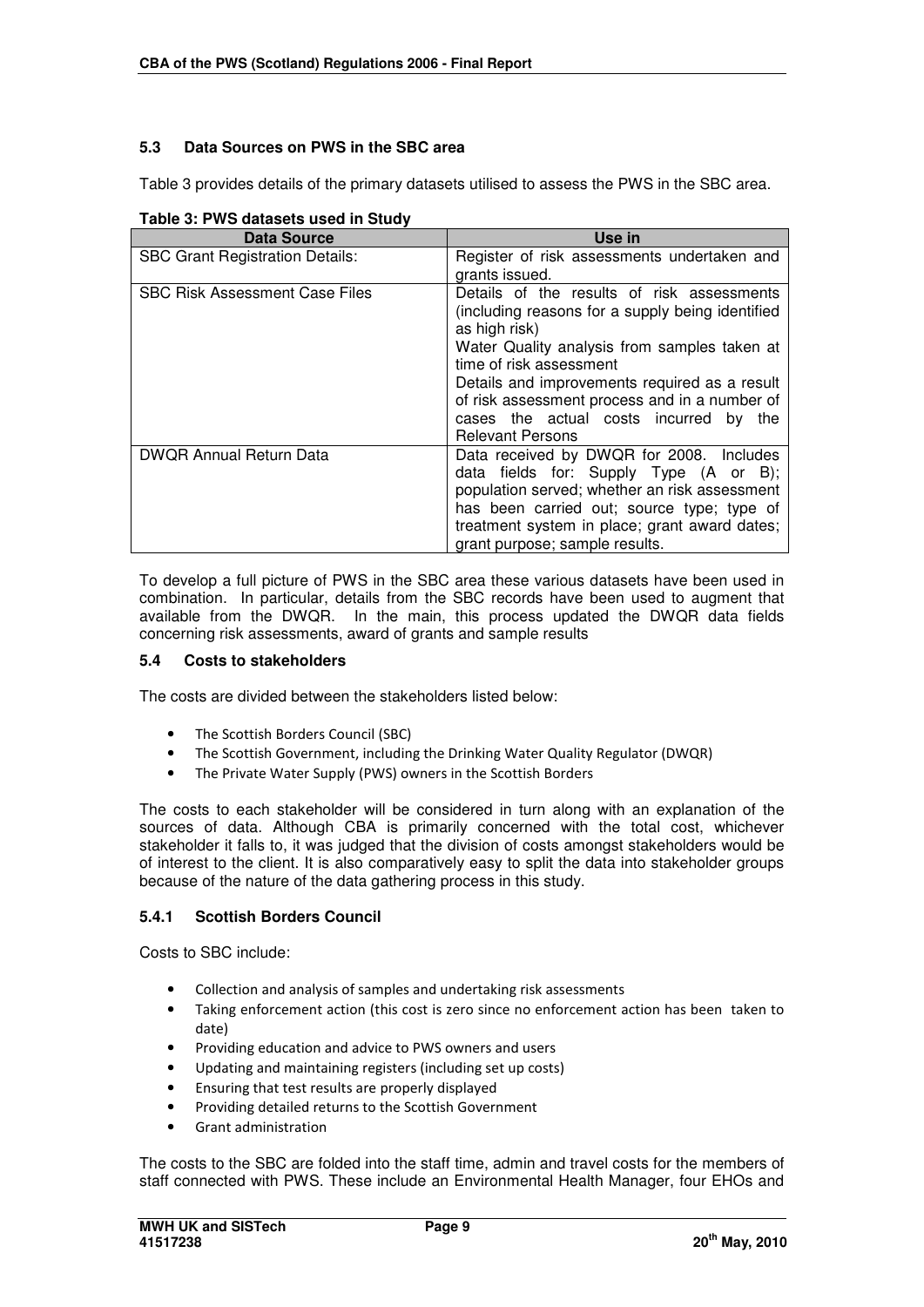### 5.3 Data Sources on PWS in the SBC area

Table 3 provides details of the primary datasets utilised to assess the PWS in the SBC area.

**Table 3: PWS datasets used in Study**

| Data Source | Use in |
|---|---|
| SBC Grant Registration Details: | Register of risk assessments undertaken and grants issued. |
| SBC Risk Assessment Case Files | Details of the results of risk assessments (including reasons for a supply being identified as high risk)<br>Water Quality analysis from samples taken at time of risk assessment<br>Details and improvements required as a result of risk assessment process and in a number of cases the actual costs incurred by the Relevant Persons |
| DWQR Annual Return Data | Data received by DWQR for 2008. Includes data fields for: Supply Type (A or B); population served; whether an risk assessment has been carried out; source type; type of treatment system in place; grant award dates; grant purpose; sample results. |

To develop a full picture of PWS in the SBC area these various datasets have been used in combination. In particular, details from the SBC records have been used to augment that available from the DWQR. In the main, this process updated the DWQR data fields concerning risk assessments, award of grants and sample results

### 5.4 Costs to stakeholders

The costs are divided between the stakeholders listed below:

- The Scottish Borders Council (SBC)
- The Scottish Government, including the Drinking Water Quality Regulator (DWQR)
- The Private Water Supply (PWS) owners in the Scottish Borders

The costs to each stakeholder will be considered in turn along with an explanation of the sources of data. Although CBA is primarily concerned with the total cost, whichever stakeholder it falls to, it was judged that the division of costs amongst stakeholders would be of interest to the client. It is also comparatively easy to split the data into stakeholder groups because of the nature of the data gathering process in this study.

#### 5.4.1 Scottish Borders Council

Costs to SBC include:

- Collection and analysis of samples and undertaking risk assessments
- Taking enforcement action (this cost is zero since no enforcement action has been taken to date)
- Providing education and advice to PWS owners and users
- Updating and maintaining registers (including set up costs)
- Ensuring that test results are properly displayed
- Providing detailed returns to the Scottish Government
- Grant administration

The costs to the SBC are folded into the staff time, admin and travel costs for the members of staff connected with PWS. These include an Environmental Health Manager, four EHOs and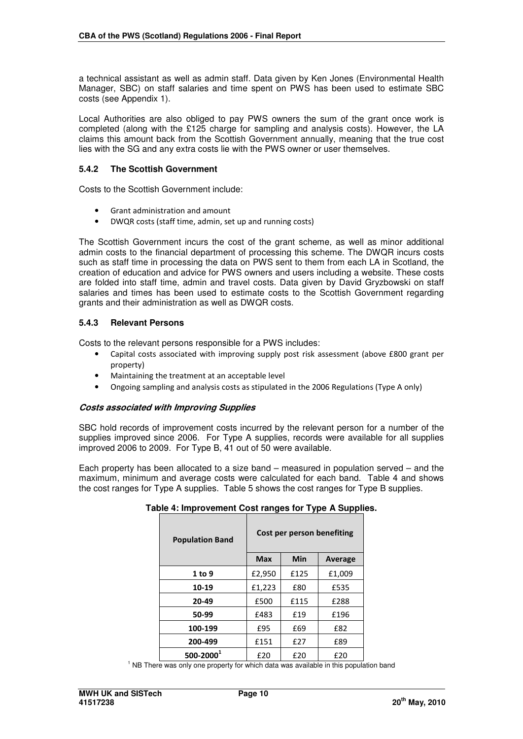a technical assistant as well as admin staff. Data given by Ken Jones (Environmental Health Manager, SBC) on staff salaries and time spent on PWS has been used to estimate SBC costs (see Appendix 1).

Local Authorities are also obliged to pay PWS owners the sum of the grant once work is completed (along with the £125 charge for sampling and analysis costs). However, the LA claims this amount back from the Scottish Government annually, meaning that the true cost lies with the SG and any extra costs lie with the PWS owner or user themselves.

### 5.4.2 The Scottish Government

Costs to the Scottish Government include:

- Grant administration and amount
- DWQR costs (staff time, admin, set up and running costs)

The Scottish Government incurs the cost of the grant scheme, as well as minor additional admin costs to the financial department of processing this scheme. The DWQR incurs costs such as staff time in processing the data on PWS sent to them from each LA in Scotland, the creation of education and advice for PWS owners and users including a website. These costs are folded into staff time, admin and travel costs. Data given by David Gryzbowski on staff salaries and times has been used to estimate costs to the Scottish Government regarding grants and their administration as well as DWQR costs.

### 5.4.3 Relevant Persons

Costs to the relevant persons responsible for a PWS includes:

- Capital costs associated with improving supply post risk assessment (above £800 grant per property)
- Maintaining the treatment at an acceptable level
- Ongoing sampling and analysis costs as stipulated in the 2006 Regulations (Type A only)

#### *Costs associated with Improving Supplies*

SBC hold records of improvement costs incurred by the relevant person for a number of the supplies improved since 2006. For Type A supplies, records were available for all supplies improved 2006 to 2009. For Type B, 41 out of 50 were available.

Each property has been allocated to a size band – measured in population served – and the maximum, minimum and average costs were calculated for each band. Table 4 and shows the cost ranges for Type A supplies. Table 5 shows the cost ranges for Type B supplies.

**Table 4: Improvement Cost ranges for Type A Supplies.**

| Population Band | Cost per person benefiting | | |
|---|---|---|---|
| | Max | Min | Average |
| 1 to 9 | £2,950 | £125 | £1,009 |
| 10-19 | £1,223 | £80 | £535 |
| 20-49 | £500 | £115 | £288 |
| 50-99 | £483 | £19 | £196 |
| 100-199 | £95 | £69 | £82 |
| 200-499 | £151 | £27 | £89 |
| 500-2000[1] | £20 | £20 | £20 |

[1] NB There was only one property for which data was available in this population band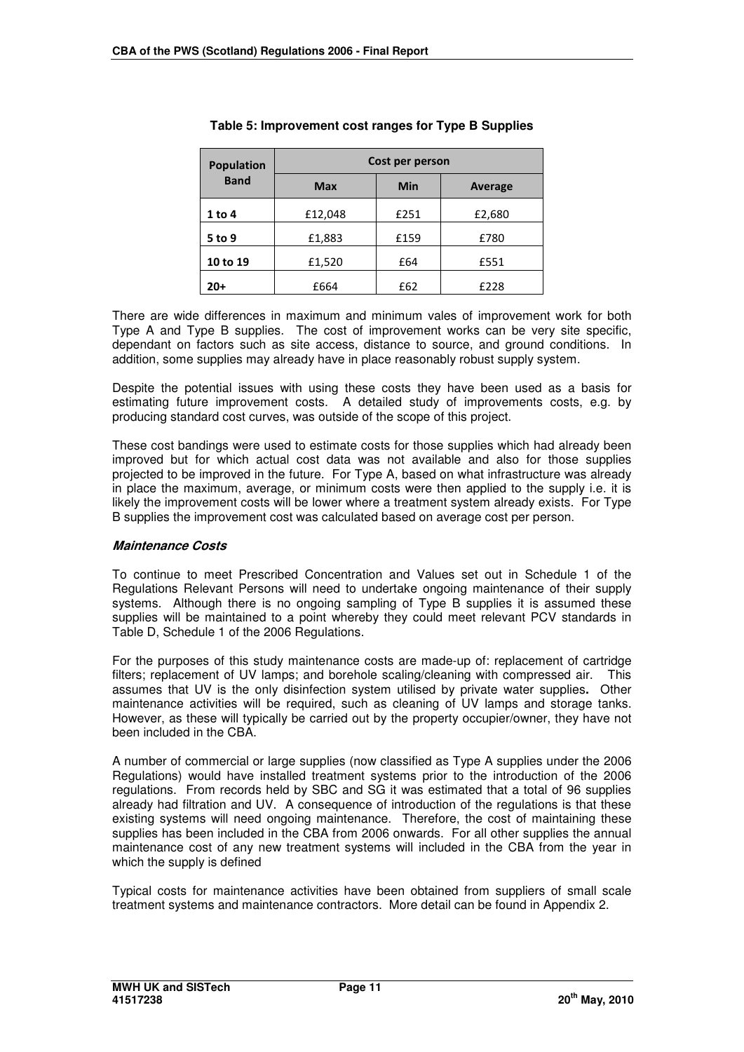**Table 5: Improvement cost ranges for Type B Supplies**

| Population Band | Cost per person | | |
|---|---|---|---|
| | Max | Min | Average |
| 1 to 4 | £12,048 | £251 | £2,680 |
| 5 to 9 | £1,883 | £159 | £780 |
| 10 to 19 | £1,520 | £64 | £551 |
| 20+ | £664 | £62 | £228 |

There are wide differences in maximum and minimum vales of improvement work for both Type A and Type B supplies. The cost of improvement works can be very site specific, dependant on factors such as site access, distance to source, and ground conditions. In addition, some supplies may already have in place reasonably robust supply system.

Despite the potential issues with using these costs they have been used as a basis for estimating future improvement costs. A detailed study of improvements costs, e.g. by producing standard cost curves, was outside of the scope of this project.

These cost bandings were used to estimate costs for those supplies which had already been improved but for which actual cost data was not available and also for those supplies projected to be improved in the future. For Type A, based on what infrastructure was already in place the maximum, average, or minimum costs were then applied to the supply i.e. it is likely the improvement costs will be lower where a treatment system already exists. For Type B supplies the improvement cost was calculated based on average cost per person.

***Maintenance Costs***

To continue to meet Prescribed Concentration and Values set out in Schedule 1 of the Regulations Relevant Persons will need to undertake ongoing maintenance of their supply systems. Although there is no ongoing sampling of Type B supplies it is assumed these supplies will be maintained to a point whereby they could meet relevant PCV standards in Table D, Schedule 1 of the 2006 Regulations.

For the purposes of this study maintenance costs are made-up of: replacement of cartridge filters; replacement of UV lamps; and borehole scaling/cleaning with compressed air. This assumes that UV is the only disinfection system utilised by private water supplies**.** Other maintenance activities will be required, such as cleaning of UV lamps and storage tanks. However, as these will typically be carried out by the property occupier/owner, they have not been included in the CBA.

A number of commercial or large supplies (now classified as Type A supplies under the 2006 Regulations) would have installed treatment systems prior to the introduction of the 2006 regulations. From records held by SBC and SG it was estimated that a total of 96 supplies already had filtration and UV. A consequence of introduction of the regulations is that these existing systems will need ongoing maintenance. Therefore, the cost of maintaining these supplies has been included in the CBA from 2006 onwards. For all other supplies the annual maintenance cost of any new treatment systems will included in the CBA from the year in which the supply is defined

Typical costs for maintenance activities have been obtained from suppliers of small scale treatment systems and maintenance contractors. More detail can be found in Appendix 2.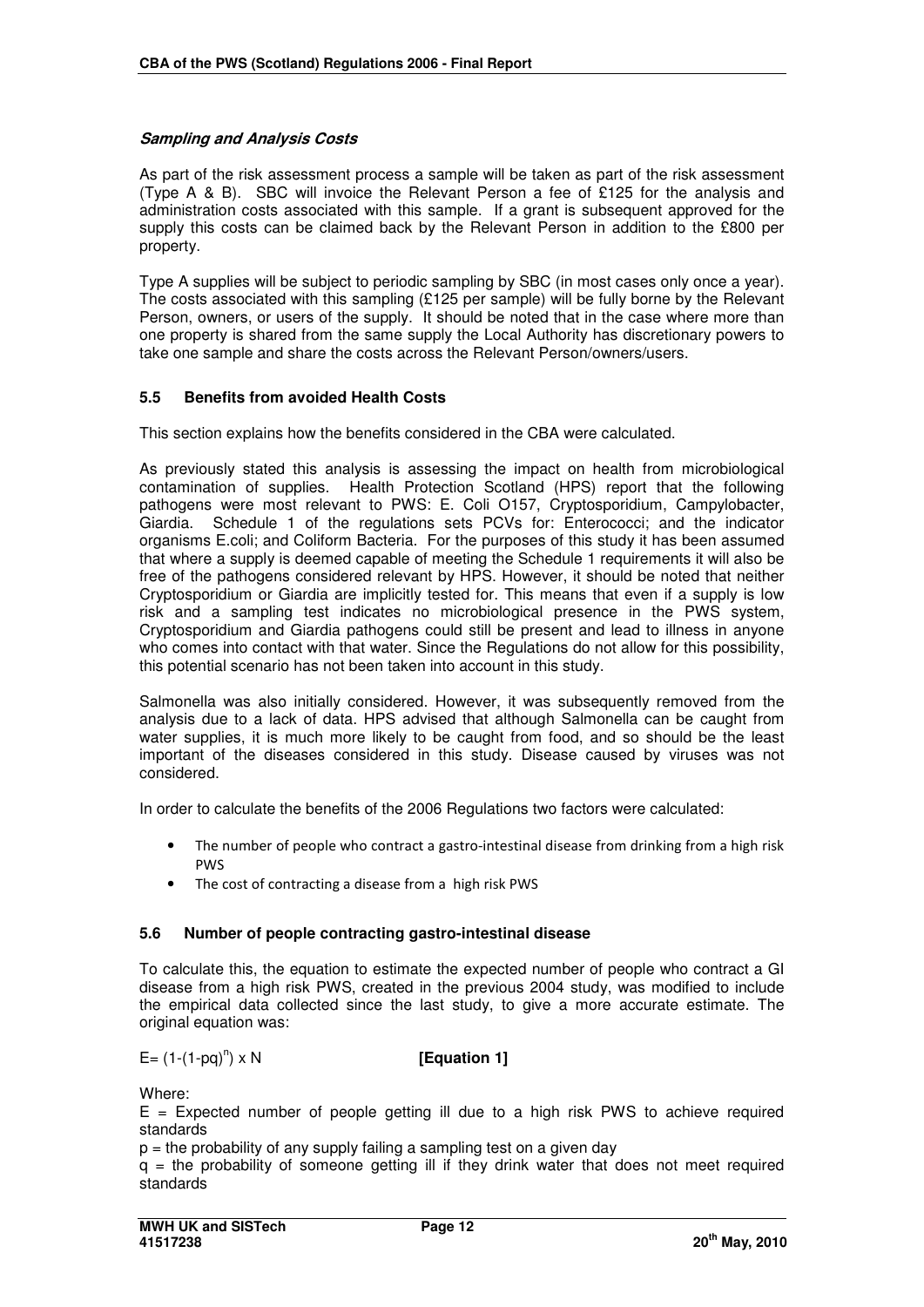***Sampling and Analysis Costs***

As part of the risk assessment process a sample will be taken as part of the risk assessment (Type A & B). SBC will invoice the Relevant Person a fee of £125 for the analysis and administration costs associated with this sample. If a grant is subsequent approved for the supply this costs can be claimed back by the Relevant Person in addition to the £800 per property.

Type A supplies will be subject to periodic sampling by SBC (in most cases only once a year). The costs associated with this sampling (£125 per sample) will be fully borne by the Relevant Person, owners, or users of the supply. It should be noted that in the case where more than one property is shared from the same supply the Local Authority has discretionary powers to take one sample and share the costs across the Relevant Person/owners/users.

### 5.5 Benefits from avoided Health Costs

This section explains how the benefits considered in the CBA were calculated.

As previously stated this analysis is assessing the impact on health from microbiological contamination of supplies. Health Protection Scotland (HPS) report that the following pathogens were most relevant to PWS: E. Coli O157, Cryptosporidium, Campylobacter, Giardia. Schedule 1 of the regulations sets PCVs for: Enterococci; and the indicator organisms E.coli; and Coliform Bacteria. For the purposes of this study it has been assumed that where a supply is deemed capable of meeting the Schedule 1 requirements it will also be free of the pathogens considered relevant by HPS. However, it should be noted that neither Cryptosporidium or Giardia are implicitly tested for. This means that even if a supply is low risk and a sampling test indicates no microbiological presence in the PWS system, Cryptosporidium and Giardia pathogens could still be present and lead to illness in anyone who comes into contact with that water. Since the Regulations do not allow for this possibility, this potential scenario has not been taken into account in this study.

Salmonella was also initially considered. However, it was subsequently removed from the analysis due to a lack of data. HPS advised that although Salmonella can be caught from water supplies, it is much more likely to be caught from food, and so should be the least important of the diseases considered in this study. Disease caused by viruses was not considered.

In order to calculate the benefits of the 2006 Regulations two factors were calculated:

- The number of people who contract a gastro-intestinal disease from drinking from a high risk PWS
- The cost of contracting a disease from a high risk PWS

### 5.6 Number of people contracting gastro-intestinal disease

To calculate this, the equation to estimate the expected number of people who contract a GI disease from a high risk PWS, created in the previous 2004 study, was modified to include the empirical data collected since the last study, to give a more accurate estimate. The original equation was:

$$E = (1-(1-pq)^n) \times N \qquad \textbf{[Equation 1]}$$

Where:

$E$ = Expected number of people getting ill due to a high risk PWS to achieve required standards

$p$ = the probability of any supply failing a sampling test on a given day

$q$ = the probability of someone getting ill if they drink water that does not meet required standards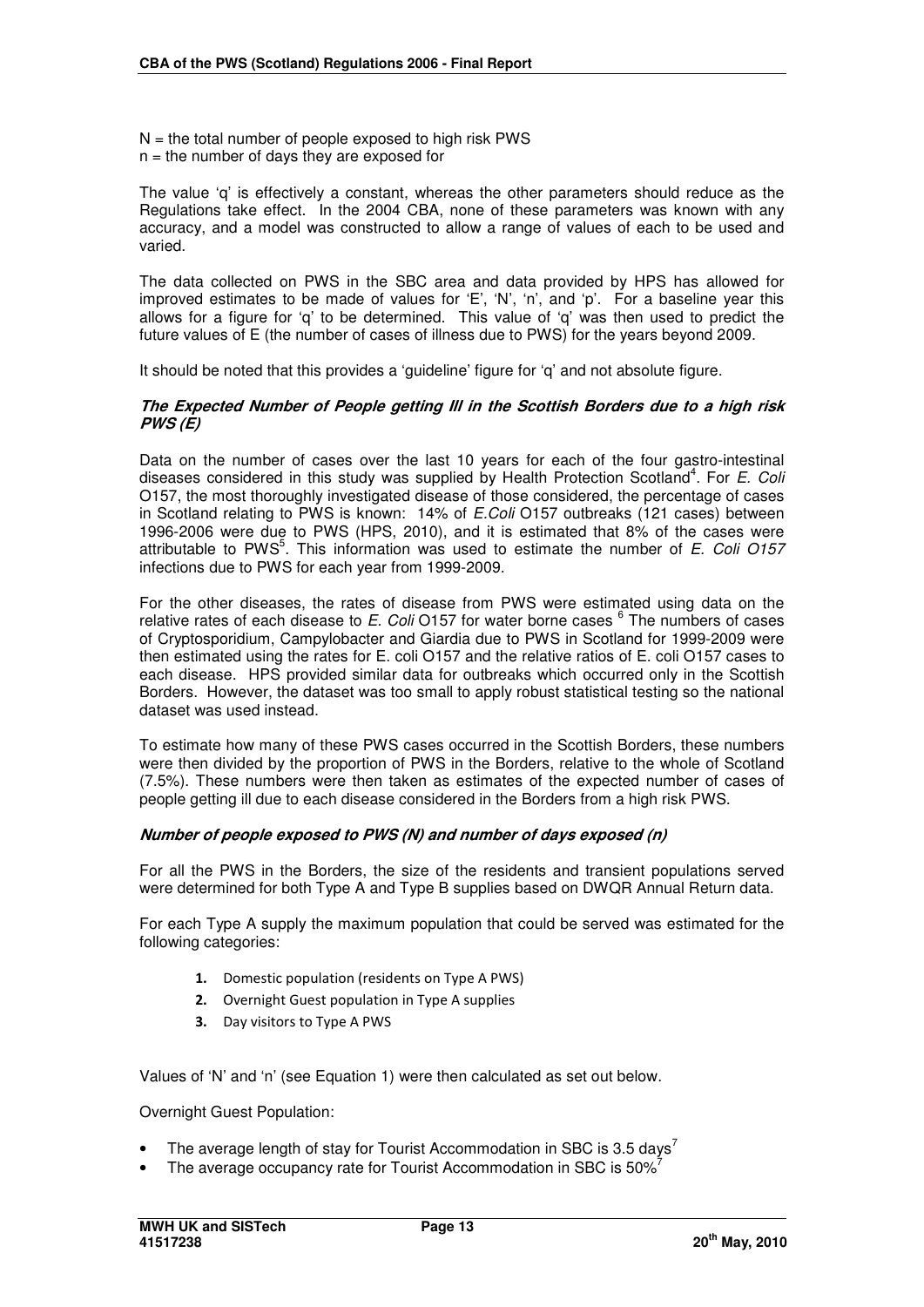N = the total number of people exposed to high risk PWS
n = the number of days they are exposed for

The value 'q' is effectively a constant, whereas the other parameters should reduce as the Regulations take effect. In the 2004 CBA, none of these parameters was known with any accuracy, and a model was constructed to allow a range of values of each to be used and varied.

The data collected on PWS in the SBC area and data provided by HPS has allowed for improved estimates to be made of values for 'E', 'N', 'n', and 'p'. For a baseline year this allows for a figure for 'q' to be determined. This value of 'q' was then used to predict the future values of E (the number of cases of illness due to PWS) for the years beyond 2009.

It should be noted that this provides a 'guideline' figure for 'q' and not absolute figure.

### *The Expected Number of People getting Ill in the Scottish Borders due to a high risk PWS (E)*

Data on the number of cases over the last 10 years for each of the four gastro-intestinal diseases considered in this study was supplied by Health Protection Scotland[4]. For *E. Coli* O157, the most thoroughly investigated disease of those considered, the percentage of cases in Scotland relating to PWS is known: 14% of *E.Coli* O157 outbreaks (121 cases) between 1996-2006 were due to PWS (HPS, 2010), and it is estimated that 8% of the cases were attributable to PWS[5]. This information was used to estimate the number of *E. Coli O157* infections due to PWS for each year from 1999-2009.

For the other diseases, the rates of disease from PWS were estimated using data on the relative rates of each disease to *E. Coli* O157 for water borne cases [6] The numbers of cases of Cryptosporidium, Campylobacter and Giardia due to PWS in Scotland for 1999-2009 were then estimated using the rates for E. coli O157 and the relative ratios of E. coli O157 cases to each disease. HPS provided similar data for outbreaks which occurred only in the Scottish Borders. However, the dataset was too small to apply robust statistical testing so the national dataset was used instead.

To estimate how many of these PWS cases occurred in the Scottish Borders, these numbers were then divided by the proportion of PWS in the Borders, relative to the whole of Scotland (7.5%). These numbers were then taken as estimates of the expected number of cases of people getting ill due to each disease considered in the Borders from a high risk PWS.

### *Number of people exposed to PWS (N) and number of days exposed (n)*

For all the PWS in the Borders, the size of the residents and transient populations served were determined for both Type A and Type B supplies based on DWQR Annual Return data.

For each Type A supply the maximum population that could be served was estimated for the following categories:

1. Domestic population (residents on Type A PWS)
2. Overnight Guest population in Type A supplies
3. Day visitors to Type A PWS

Values of 'N' and 'n' (see Equation 1) were then calculated as set out below.

Overnight Guest Population:

- The average length of stay for Tourist Accommodation in SBC is 3.5 days[7]
- The average occupancy rate for Tourist Accommodation in SBC is 50%[7]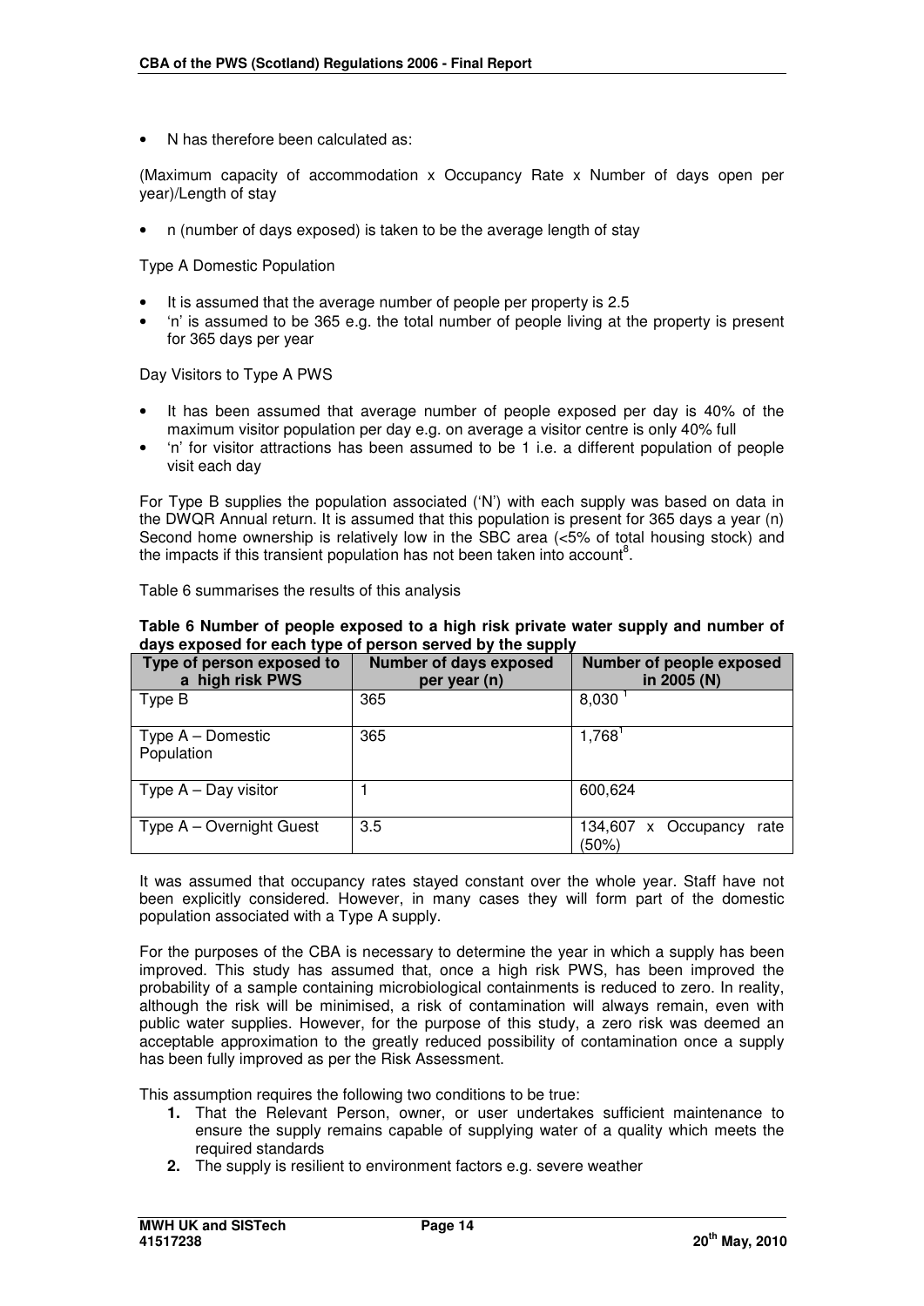- N has therefore been calculated as:

(Maximum capacity of accommodation x Occupancy Rate x Number of days open per year)/Length of stay

- n (number of days exposed) is taken to be the average length of stay

Type A Domestic Population

- It is assumed that the average number of people per property is 2.5
- 'n' is assumed to be 365 e.g. the total number of people living at the property is present for 365 days per year

Day Visitors to Type A PWS

- It has been assumed that average number of people exposed per day is 40% of the maximum visitor population per day e.g. on average a visitor centre is only 40% full
- 'n' for visitor attractions has been assumed to be 1 i.e. a different population of people visit each day

For Type B supplies the population associated ('N') with each supply was based on data in the DWQR Annual return. It is assumed that this population is present for 365 days a year (n) Second home ownership is relatively low in the SBC area (<5% of total housing stock) and the impacts if this transient population has not been taken into account[8].

Table 6 summarises the results of this analysis

**Table 6 Number of people exposed to a high risk private water supply and number of days exposed for each type of person served by the supply**

| Type of person exposed to a high risk PWS | Number of days exposed per year (n) | Number of people exposed in 2005 (N) |
|---|---|---|
| Type B | 365 | 8,030 [1] |
| Type A – Domestic Population | 365 | 1,768[1] |
| Type A – Day visitor | 1 | 600,624 |
| Type A – Overnight Guest | 3.5 | 134,607 x Occupancy rate (50%) |

It was assumed that occupancy rates stayed constant over the whole year. Staff have not been explicitly considered. However, in many cases they will form part of the domestic population associated with a Type A supply.

For the purposes of the CBA is necessary to determine the year in which a supply has been improved. This study has assumed that, once a high risk PWS, has been improved the probability of a sample containing microbiological containments is reduced to zero. In reality, although the risk will be minimised, a risk of contamination will always remain, even with public water supplies. However, for the purpose of this study, a zero risk was deemed an acceptable approximation to the greatly reduced possibility of contamination once a supply has been fully improved as per the Risk Assessment.

This assumption requires the following two conditions to be true:

1. That the Relevant Person, owner, or user undertakes sufficient maintenance to ensure the supply remains capable of supplying water of a quality which meets the required standards
2. The supply is resilient to environment factors e.g. severe weather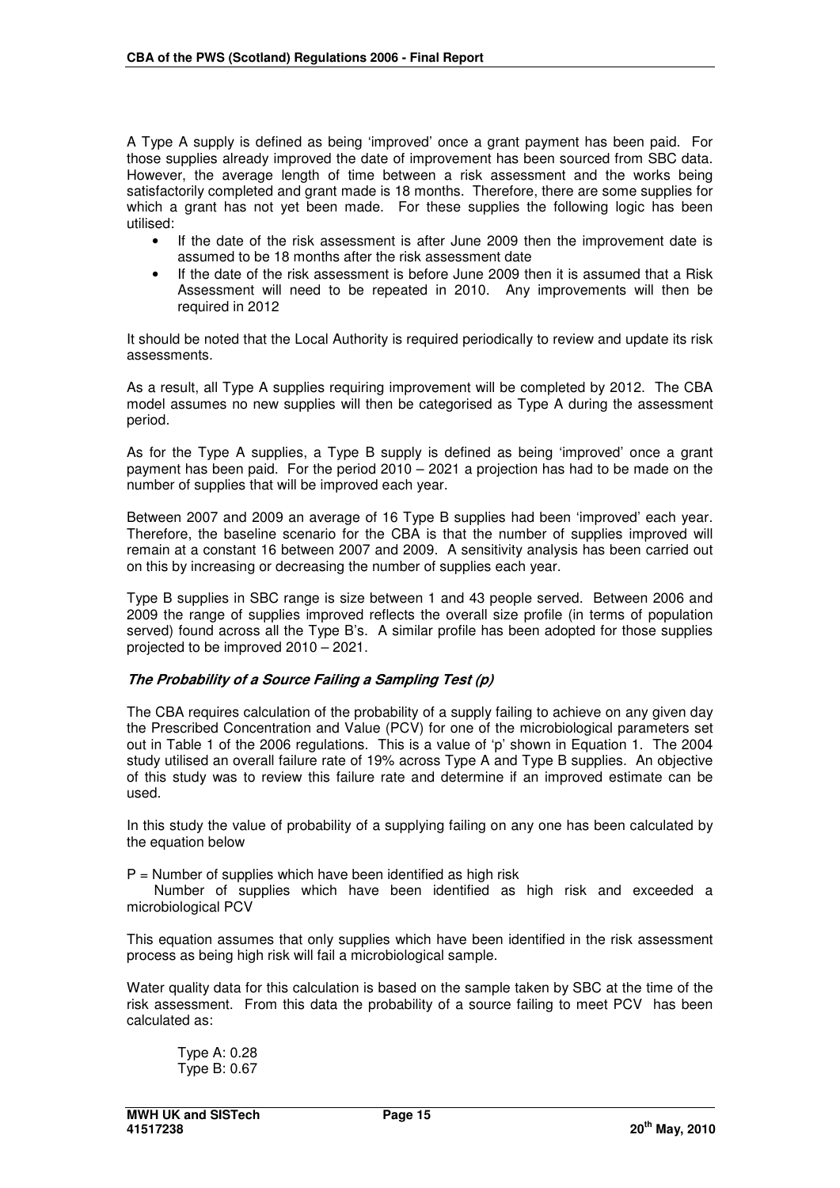A Type A supply is defined as being 'improved' once a grant payment has been paid. For those supplies already improved the date of improvement has been sourced from SBC data. However, the average length of time between a risk assessment and the works being satisfactorily completed and grant made is 18 months. Therefore, there are some supplies for which a grant has not yet been made. For these supplies the following logic has been utilised:

- If the date of the risk assessment is after June 2009 then the improvement date is assumed to be 18 months after the risk assessment date
- If the date of the risk assessment is before June 2009 then it is assumed that a Risk Assessment will need to be repeated in 2010. Any improvements will then be required in 2012

It should be noted that the Local Authority is required periodically to review and update its risk assessments.

As a result, all Type A supplies requiring improvement will be completed by 2012. The CBA model assumes no new supplies will then be categorised as Type A during the assessment period.

As for the Type A supplies, a Type B supply is defined as being 'improved' once a grant payment has been paid. For the period 2010 – 2021 a projection has had to be made on the number of supplies that will be improved each year.

Between 2007 and 2009 an average of 16 Type B supplies had been 'improved' each year. Therefore, the baseline scenario for the CBA is that the number of supplies improved will remain at a constant 16 between 2007 and 2009. A sensitivity analysis has been carried out on this by increasing or decreasing the number of supplies each year.

Type B supplies in SBC range is size between 1 and 43 people served. Between 2006 and 2009 the range of supplies improved reflects the overall size profile (in terms of population served) found across all the Type B's. A similar profile has been adopted for those supplies projected to be improved 2010 – 2021.

***The Probability of a Source Failing a Sampling Test (p)***

The CBA requires calculation of the probability of a supply failing to achieve on any given day the Prescribed Concentration and Value (PCV) for one of the microbiological parameters set out in Table 1 of the 2006 regulations. This is a value of 'p' shown in Equation 1. The 2004 study utilised an overall failure rate of 19% across Type A and Type B supplies. An objective of this study was to review this failure rate and determine if an improved estimate can be used.

In this study the value of probability of a supplying failing on any one has been calculated by the equation below

P = Number of supplies which have been identified as high risk

Number of supplies which have been identified as high risk and exceeded a microbiological PCV

This equation assumes that only supplies which have been identified in the risk assessment process as being high risk will fail a microbiological sample.

Water quality data for this calculation is based on the sample taken by SBC at the time of the risk assessment. From this data the probability of a source failing to meet PCV has been calculated as:

Type A: 0.28
Type B: 0.67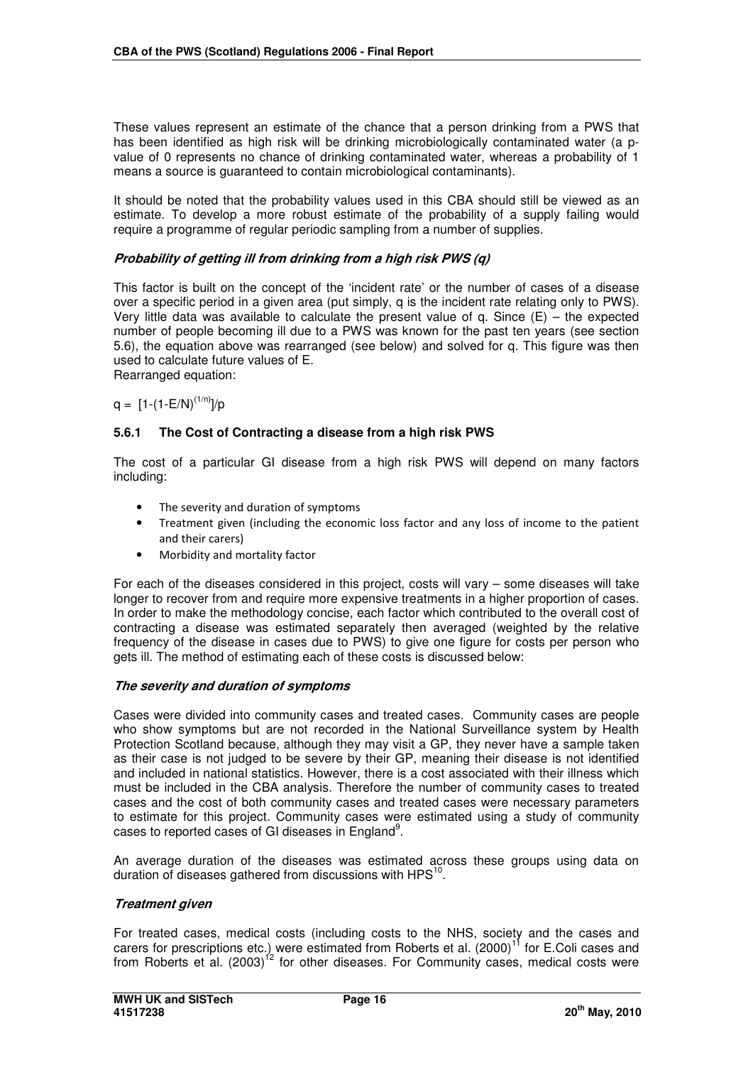These values represent an estimate of the chance that a person drinking from a PWS that has been identified as high risk will be drinking microbiologically contaminated water (a p-value of 0 represents no chance of drinking contaminated water, whereas a probability of 1 means a source is guaranteed to contain microbiological contaminants).

It should be noted that the probability values used in this CBA should still be viewed as an estimate. To develop a more robust estimate of the probability of a supply failing would require a programme of regular periodic sampling from a number of supplies.

***Probability of getting ill from drinking from a high risk PWS (q)***

This factor is built on the concept of the 'incident rate' or the number of cases of a disease over a specific period in a given area (put simply, q is the incident rate relating only to PWS). Very little data was available to calculate the present value of q. Since (E) – the expected number of people becoming ill due to a PWS was known for the past ten years (see section 5.6), the equation above was rearranged (see below) and solved for q. This figure was then used to calculate future values of E.

Rearranged equation:

$$q = [1-(1-E/N)^{(1/n)}]/p$$

### 5.6.1 The Cost of Contracting a disease from a high risk PWS

The cost of a particular GI disease from a high risk PWS will depend on many factors including:

- The severity and duration of symptoms
- Treatment given (including the economic loss factor and any loss of income to the patient and their carers)
- Morbidity and mortality factor

For each of the diseases considered in this project, costs will vary – some diseases will take longer to recover from and require more expensive treatments in a higher proportion of cases. In order to make the methodology concise, each factor which contributed to the overall cost of contracting a disease was estimated separately then averaged (weighted by the relative frequency of the disease in cases due to PWS) to give one figure for costs per person who gets ill. The method of estimating each of these costs is discussed below:

***The severity and duration of symptoms***

Cases were divided into community cases and treated cases. Community cases are people who show symptoms but are not recorded in the National Surveillance system by Health Protection Scotland because, although they may visit a GP, they never have a sample taken as their case is not judged to be severe by their GP, meaning their disease is not identified and included in national statistics. However, there is a cost associated with their illness which must be included in the CBA analysis. Therefore the number of community cases to treated cases and the cost of both community cases and treated cases were necessary parameters to estimate for this project. Community cases were estimated using a study of community cases to reported cases of GI diseases in England[9].

An average duration of the diseases was estimated across these groups using data on duration of diseases gathered from discussions with HPS[10].

***Treatment given***

For treated cases, medical costs (including costs to the NHS, society and the cases and carers for prescriptions etc.) were estimated from Roberts et al. (2000)[11] for E.Coli cases and from Roberts et al. (2003)[12] for other diseases. For Community cases, medical costs were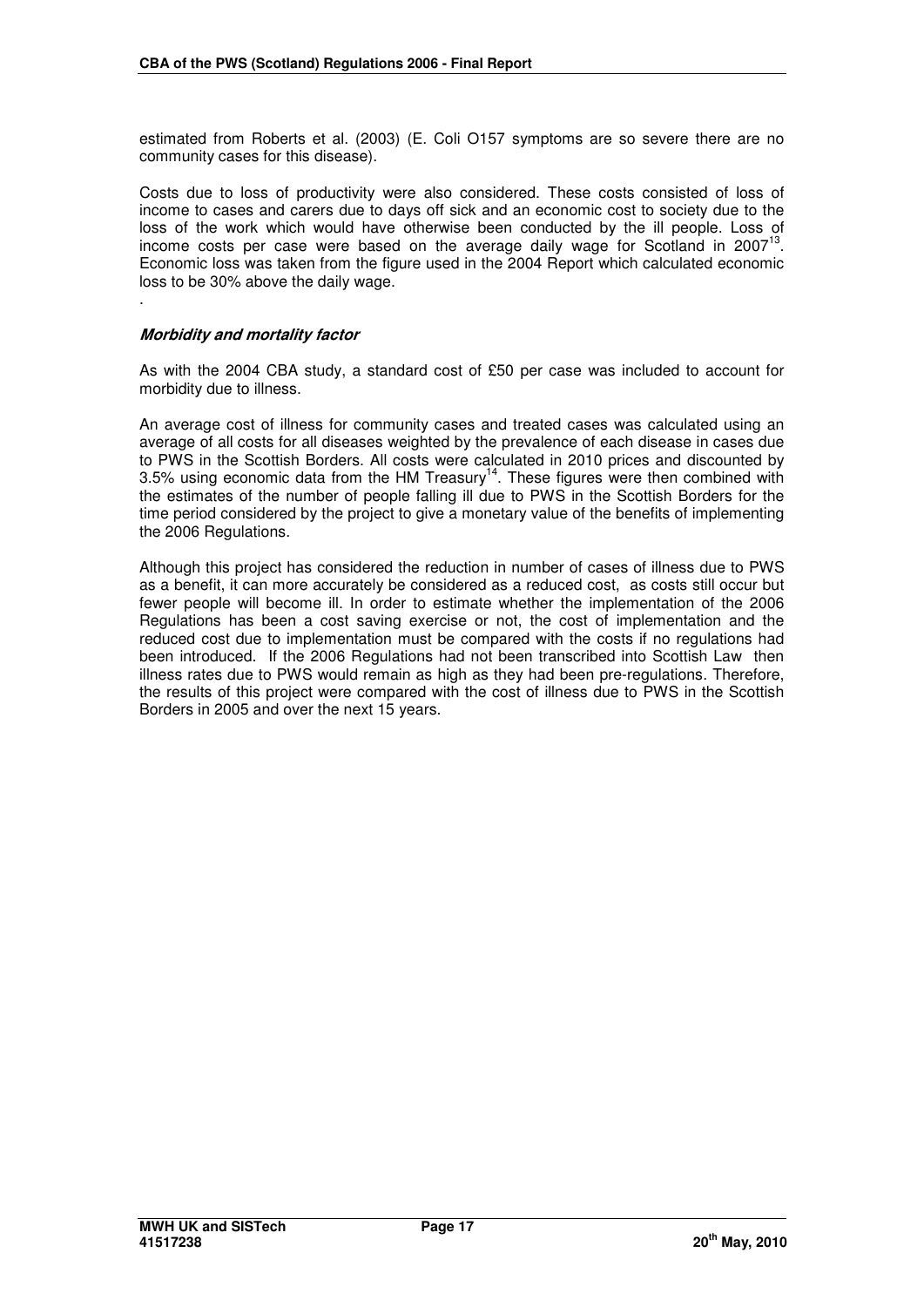estimated from Roberts et al. (2003) (E. Coli O157 symptoms are so severe there are no community cases for this disease).

Costs due to loss of productivity were also considered. These costs consisted of loss of income to cases and carers due to days off sick and an economic cost to society due to the loss of the work which would have otherwise been conducted by the ill people. Loss of income costs per case were based on the average daily wage for Scotland in 2007[13]. Economic loss was taken from the figure used in the 2004 Report which calculated economic loss to be 30% above the daily wage.

.

#### *Morbidity and mortality factor*

As with the 2004 CBA study, a standard cost of £50 per case was included to account for morbidity due to illness.

An average cost of illness for community cases and treated cases was calculated using an average of all costs for all diseases weighted by the prevalence of each disease in cases due to PWS in the Scottish Borders. All costs were calculated in 2010 prices and discounted by 3.5% using economic data from the HM Treasury[14]. These figures were then combined with the estimates of the number of people falling ill due to PWS in the Scottish Borders for the time period considered by the project to give a monetary value of the benefits of implementing the 2006 Regulations.

Although this project has considered the reduction in number of cases of illness due to PWS as a benefit, it can more accurately be considered as a reduced cost, as costs still occur but fewer people will become ill. In order to estimate whether the implementation of the 2006 Regulations has been a cost saving exercise or not, the cost of implementation and the reduced cost due to implementation must be compared with the costs if no regulations had been introduced. If the 2006 Regulations had not been transcribed into Scottish Law then illness rates due to PWS would remain as high as they had been pre-regulations. Therefore, the results of this project were compared with the cost of illness due to PWS in the Scottish Borders in 2005 and over the next 15 years.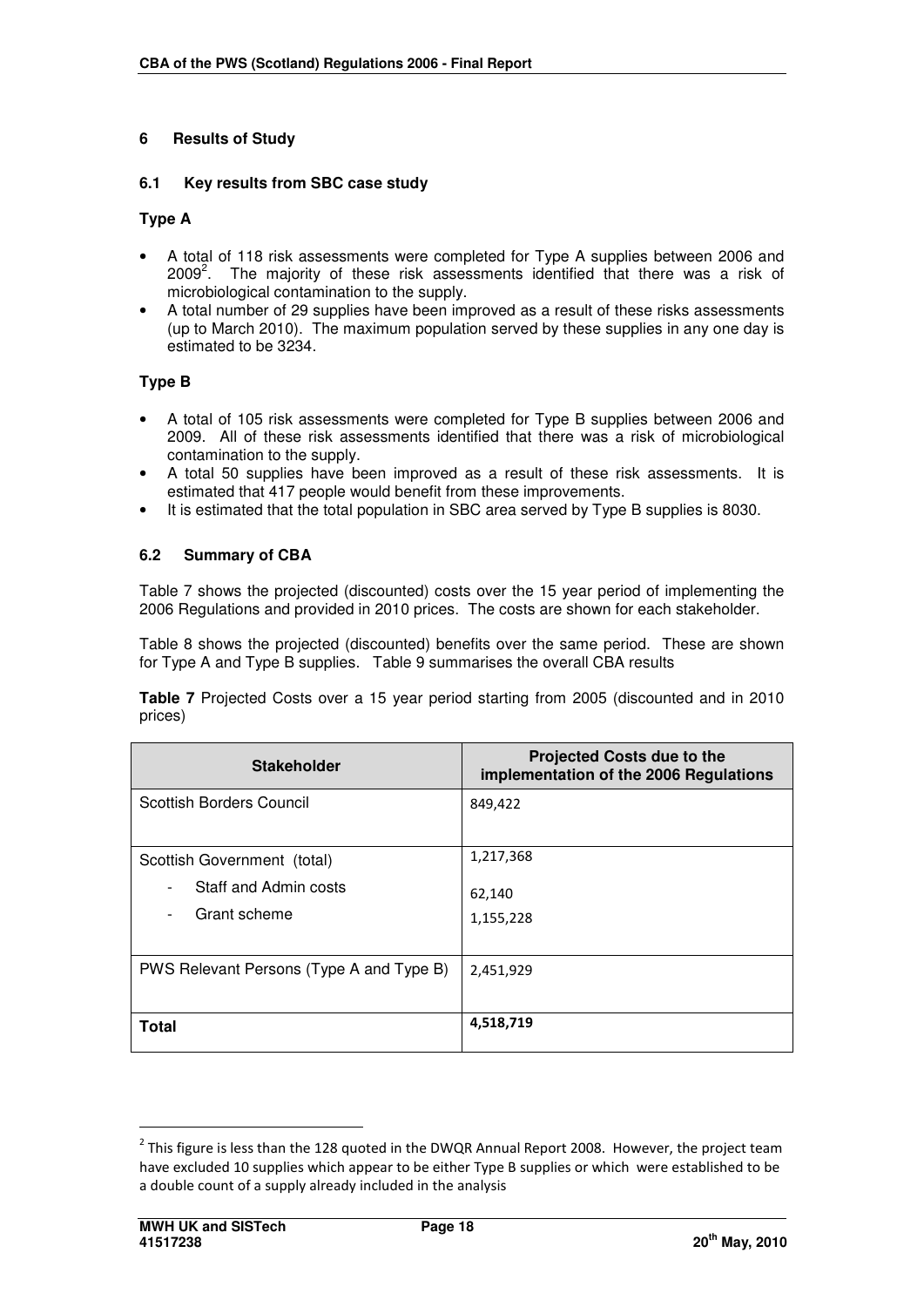## 6 Results of Study

### 6.1 Key results from SBC case study

**Type A**

- A total of 118 risk assessments were completed for Type A supplies between 2006 and 2009[2]. The majority of these risk assessments identified that there was a risk of microbiological contamination to the supply.
- A total number of 29 supplies have been improved as a result of these risks assessments (up to March 2010). The maximum population served by these supplies in any one day is estimated to be 3234.

**Type B**

- A total of 105 risk assessments were completed for Type B supplies between 2006 and 2009. All of these risk assessments identified that there was a risk of microbiological contamination to the supply.
- A total 50 supplies have been improved as a result of these risk assessments. It is estimated that 417 people would benefit from these improvements.
- It is estimated that the total population in SBC area served by Type B supplies is 8030.

### 6.2 Summary of CBA

Table 7 shows the projected (discounted) costs over the 15 year period of implementing the 2006 Regulations and provided in 2010 prices. The costs are shown for each stakeholder.

Table 8 shows the projected (discounted) benefits over the same period. These are shown for Type A and Type B supplies. Table 9 summarises the overall CBA results

**Table 7** Projected Costs over a 15 year period starting from 2005 (discounted and in 2010 prices)

| Stakeholder | Projected Costs due to the implementation of the 2006 Regulations |
|---|---|
| Scottish Borders Council | 849,422 |
| Scottish Government (total) | 1,217,368 |
| - Staff and Admin costs | 62,140 |
| - Grant scheme | 1,155,228 |
| PWS Relevant Persons (Type A and Type B) | 2,451,929 |
| **Total** | **4,518,719** |

[2] This figure is less than the 128 quoted in the DWQR Annual Report 2008. However, the project team have excluded 10 supplies which appear to be either Type B supplies or which were established to be a double count of a supply already included in the analysis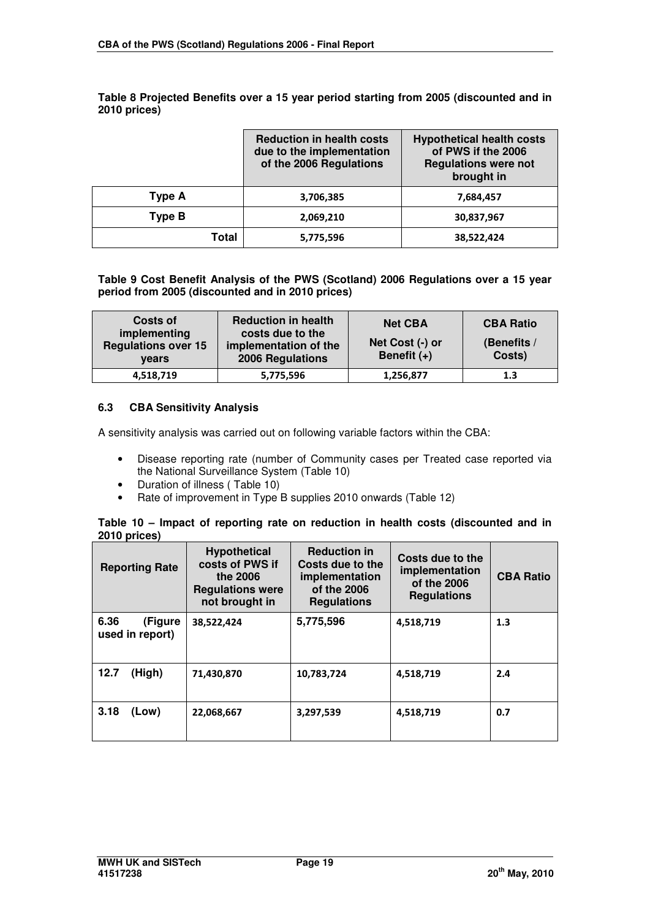**Table 8 Projected Benefits over a 15 year period starting from 2005 (discounted and in 2010 prices)**

| | Reduction in health costs due to the implementation of the 2006 Regulations | Hypothetical health costs of PWS if the 2006 Regulations were not brought in |
|---|---|---|
| **Type A** | 3,706,385 | 7,684,457 |
| **Type B** | 2,069,210 | 30,837,967 |
| **Total** | 5,775,596 | 38,522,424 |

**Table 9 Cost Benefit Analysis of the PWS (Scotland) 2006 Regulations over a 15 year period from 2005 (discounted and in 2010 prices)**

| Costs of implementing Regulations over 15 years | Reduction in health costs due to the implementation of the 2006 Regulations | Net CBA<br>Net Cost (-) or Benefit (+) | CBA Ratio<br>(Benefits / Costs) |
|---|---|---|---|
| 4,518,719 | 5,775,596 | 1,256,877 | 1.3 |

### 6.3 CBA Sensitivity Analysis

A sensitivity analysis was carried out on following variable factors within the CBA:

- Disease reporting rate (number of Community cases per Treated case reported via the National Surveillance System (Table 10)
- Duration of illness ( Table 10)
- Rate of improvement in Type B supplies 2010 onwards (Table 12)

**Table 10 – Impact of reporting rate on reduction in health costs (discounted and in 2010 prices)**

| Reporting Rate | Hypothetical costs of PWS if the 2006 Regulations were not brought in | Reduction in Costs due to the implementation of the 2006 Regulations | Costs due to the implementation of the 2006 Regulations | CBA Ratio |
|---|---|---|---|---|
| 6.36 (Figure used in report) | 38,522,424 | 5,775,596 | 4,518,719 | 1.3 |
| 12.7 (High) | 71,430,870 | 10,783,724 | 4,518,719 | 2.4 |
| 3.18 (Low) | 22,068,667 | 3,297,539 | 4,518,719 | 0.7 |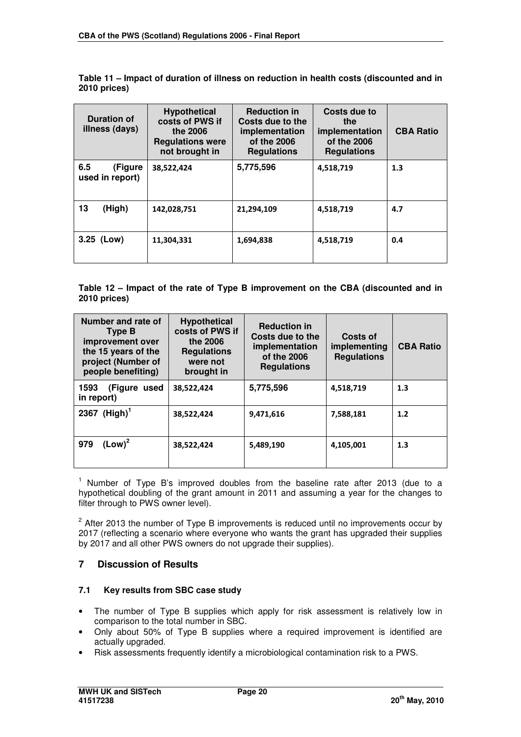**Table 11 – Impact of duration of illness on reduction in health costs (discounted and in 2010 prices)**

| Duration of illness (days) | Hypothetical costs of PWS if the 2006 Regulations were not brought in | Reduction in Costs due to the implementation of the 2006 Regulations | Costs due to the implementation of the 2006 Regulations | CBA Ratio |
|---|---|---|---|---|
| 6.5 (Figure used in report) | 38,522,424 | 5,775,596 | 4,518,719 | 1.3 |
| 13 (High) | 142,028,751 | 21,294,109 | 4,518,719 | 4.7 |
| 3.25 (Low) | 11,304,331 | 1,694,838 | 4,518,719 | 0.4 |

**Table 12 – Impact of the rate of Type B improvement on the CBA (discounted and in 2010 prices)**

| Number and rate of Type B improvement over the 15 years of the project (Number of people benefiting) | Hypothetical costs of PWS if the 2006 Regulations were not brought in | Reduction in Costs due to the implementation of the 2006 Regulations | Costs of implementing Regulations | CBA Ratio |
|---|---|---|---|---|
| 1593 (Figure used in report) | 38,522,424 | 5,775,596 | 4,518,719 | 1.3 |
| 2367 (High)[1] | 38,522,424 | 9,471,616 | 7,588,181 | 1.2 |
| 979 (Low)[2] | 38,522,424 | 5,489,190 | 4,105,001 | 1.3 |

[1] Number of Type B's improved doubles from the baseline rate after 2013 (due to a hypothetical doubling of the grant amount in 2011 and assuming a year for the changes to filter through to PWS owner level).

[2] After 2013 the number of Type B improvements is reduced until no improvements occur by 2017 (reflecting a scenario where everyone who wants the grant has upgraded their supplies by 2017 and all other PWS owners do not upgrade their supplies).

## 7 Discussion of Results

### 7.1 Key results from SBC case study

- The number of Type B supplies which apply for risk assessment is relatively low in comparison to the total number in SBC.
- Only about 50% of Type B supplies where a required improvement is identified are actually upgraded.
- Risk assessments frequently identify a microbiological contamination risk to a PWS.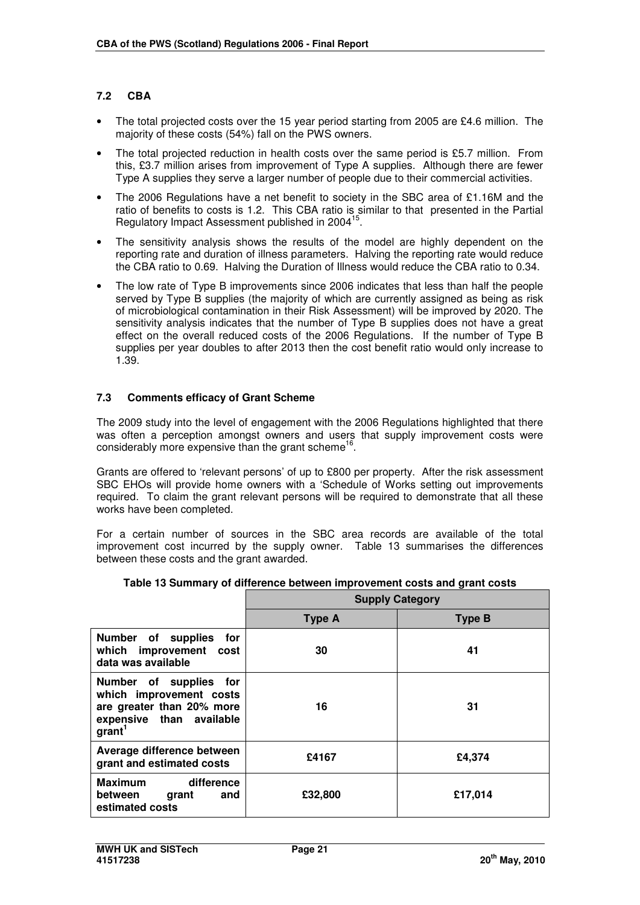### 7.2 CBA

- The total projected costs over the 15 year period starting from 2005 are £4.6 million. The majority of these costs (54%) fall on the PWS owners.
- The total projected reduction in health costs over the same period is £5.7 million. From this, £3.7 million arises from improvement of Type A supplies. Although there are fewer Type A supplies they serve a larger number of people due to their commercial activities.
- The 2006 Regulations have a net benefit to society in the SBC area of £1.16M and the ratio of benefits to costs is 1.2. This CBA ratio is similar to that presented in the Partial Regulatory Impact Assessment published in 2004[15].
- The sensitivity analysis shows the results of the model are highly dependent on the reporting rate and duration of illness parameters. Halving the reporting rate would reduce the CBA ratio to 0.69. Halving the Duration of Illness would reduce the CBA ratio to 0.34.
- The low rate of Type B improvements since 2006 indicates that less than half the people served by Type B supplies (the majority of which are currently assigned as being as risk of microbiological contamination in their Risk Assessment) will be improved by 2020. The sensitivity analysis indicates that the number of Type B supplies does not have a great effect on the overall reduced costs of the 2006 Regulations. If the number of Type B supplies per year doubles to after 2013 then the cost benefit ratio would only increase to 1.39.

### 7.3 Comments efficacy of Grant Scheme

The 2009 study into the level of engagement with the 2006 Regulations highlighted that there was often a perception amongst owners and users that supply improvement costs were considerably more expensive than the grant scheme[16].

Grants are offered to 'relevant persons' of up to £800 per property. After the risk assessment SBC EHOs will provide home owners with a 'Schedule of Works setting out improvements required. To claim the grant relevant persons will be required to demonstrate that all these works have been completed.

For a certain number of sources in the SBC area records are available of the total improvement cost incurred by the supply owner. Table 13 summarises the differences between these costs and the grant awarded.

**Table 13 Summary of difference between improvement costs and grant costs**

| | Supply Category | |
|---|---|---|
| | **Type A** | **Type B** |
| **Number of supplies for which improvement cost data was available** | 30 | 41 |
| **Number of supplies for which improvement costs are greater than 20% more expensive than available grant[1]** | 16 | 31 |
| **Average difference between grant and estimated costs** | £4167 | £4,374 |
| **Maximum difference between grant and estimated costs** | £32,800 | £17,014 |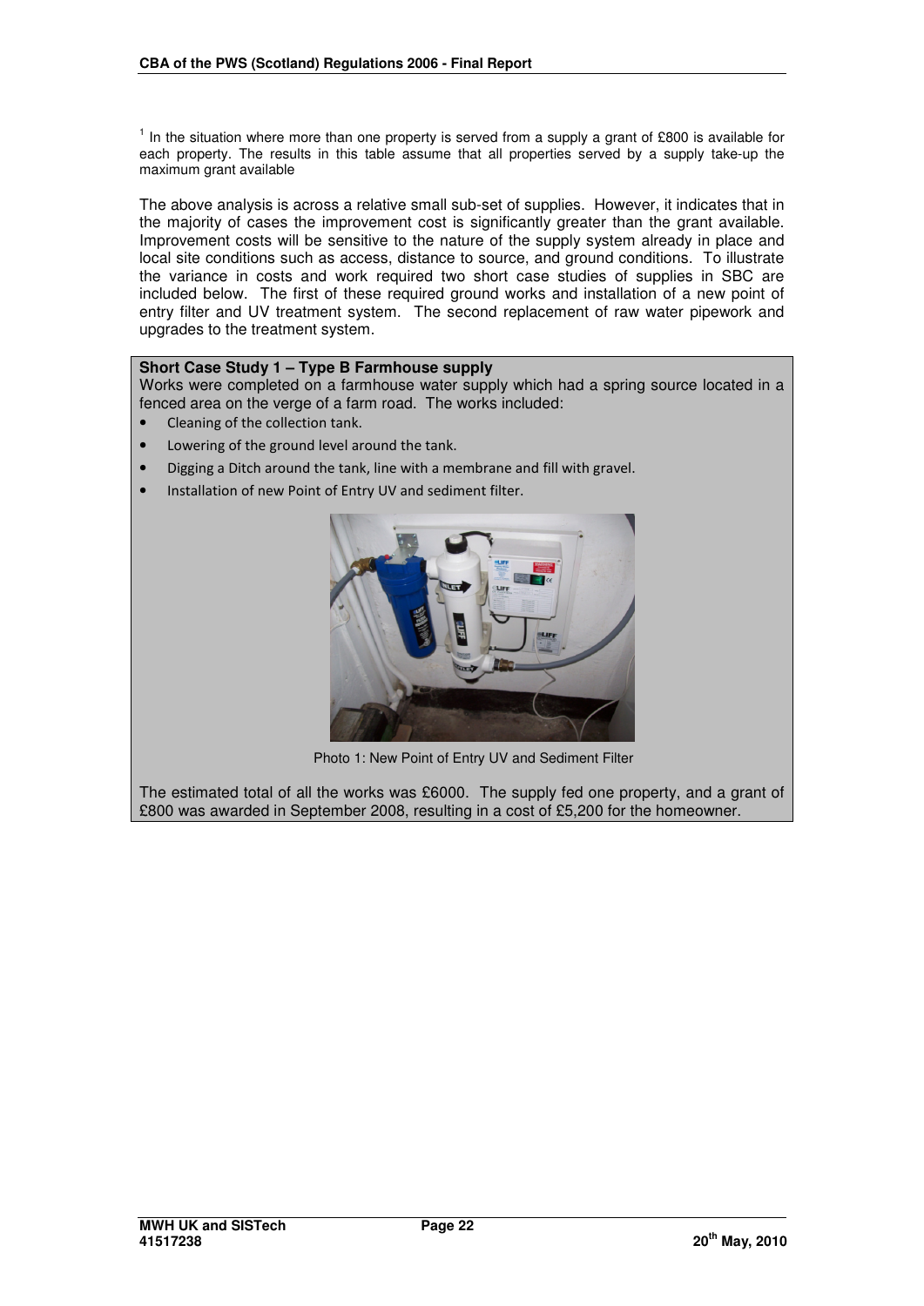[1] In the situation where more than one property is served from a supply a grant of £800 is available for each property. The results in this table assume that all properties served by a supply take-up the maximum grant available

The above analysis is across a relative small sub-set of supplies. However, it indicates that in the majority of cases the improvement cost is significantly greater than the grant available. Improvement costs will be sensitive to the nature of the supply system already in place and local site conditions such as access, distance to source, and ground conditions. To illustrate the variance in costs and work required two short case studies of supplies in SBC are included below. The first of these required ground works and installation of a new point of entry filter and UV treatment system. The second replacement of raw water pipework and upgrades to the treatment system.

**Short Case Study 1 – Type B Farmhouse supply**

Works were completed on a farmhouse water supply which had a spring source located in a fenced area on the verge of a farm road. The works included:

- Cleaning of the collection tank.
- Lowering of the ground level around the tank.
- Digging a Ditch around the tank, line with a membrane and fill with gravel.
- Installation of new Point of Entry UV and sediment filter.

Photo 1: New Point of Entry UV and Sediment Filter

The estimated total of all the works was £6000. The supply fed one property, and a grant of £800 was awarded in September 2008, resulting in a cost of £5,200 for the homeowner.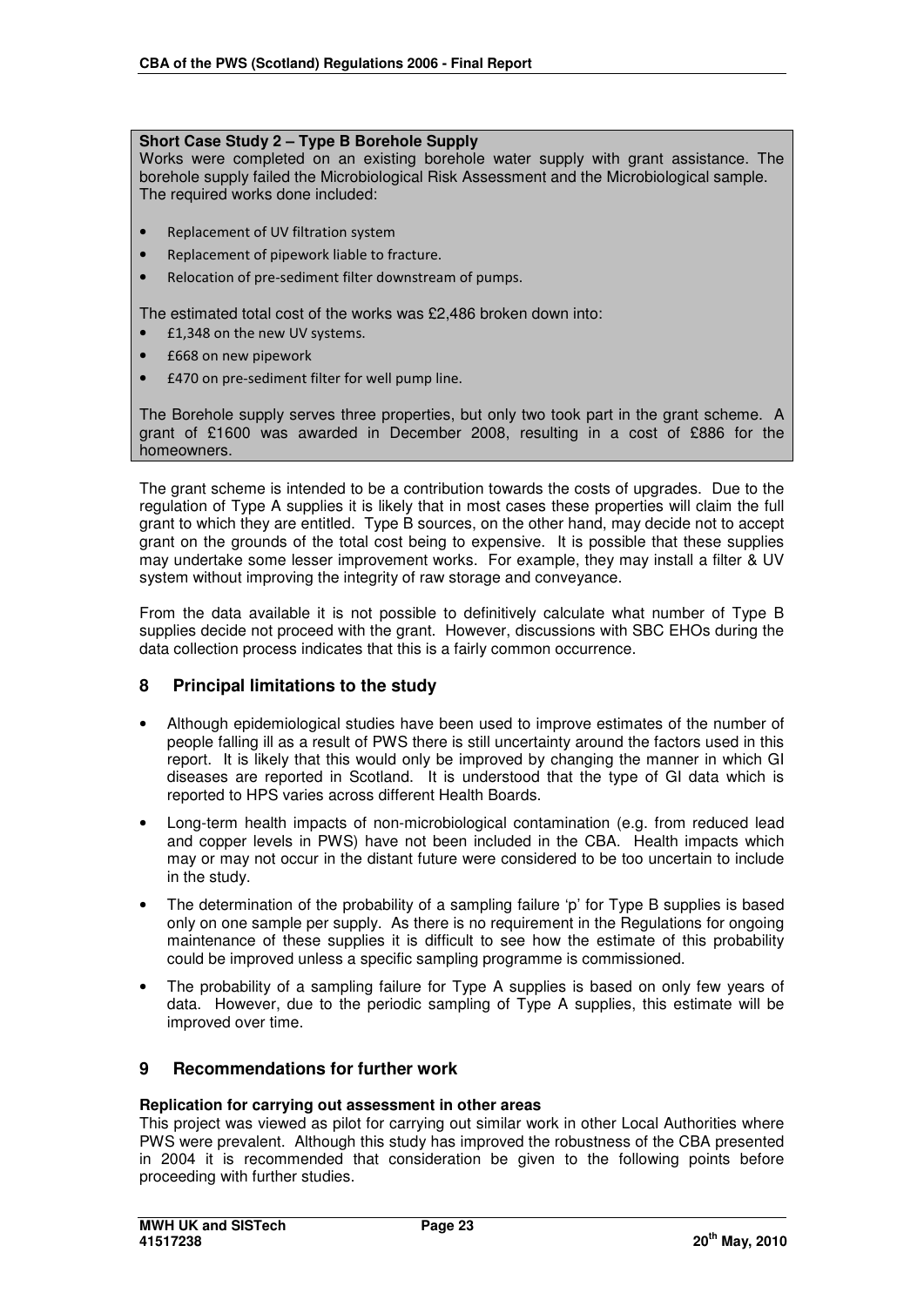**Short Case Study 2 – Type B Borehole Supply**

Works were completed on an existing borehole water supply with grant assistance. The borehole supply failed the Microbiological Risk Assessment and the Microbiological sample. The required works done included:

- Replacement of UV filtration system
- Replacement of pipework liable to fracture.
- Relocation of pre-sediment filter downstream of pumps.

The estimated total cost of the works was £2,486 broken down into:

- £1,348 on the new UV systems.
- £668 on new pipework
- £470 on pre-sediment filter for well pump line.

The Borehole supply serves three properties, but only two took part in the grant scheme. A grant of £1600 was awarded in December 2008, resulting in a cost of £886 for the homeowners.

The grant scheme is intended to be a contribution towards the costs of upgrades. Due to the regulation of Type A supplies it is likely that in most cases these properties will claim the full grant to which they are entitled. Type B sources, on the other hand, may decide not to accept grant on the grounds of the total cost being to expensive. It is possible that these supplies may undertake some lesser improvement works. For example, they may install a filter & UV system without improving the integrity of raw storage and conveyance.

From the data available it is not possible to definitively calculate what number of Type B supplies decide not proceed with the grant. However, discussions with SBC EHOs during the data collection process indicates that this is a fairly common occurrence.

## 8 Principal limitations to the study

- Although epidemiological studies have been used to improve estimates of the number of people falling ill as a result of PWS there is still uncertainty around the factors used in this report. It is likely that this would only be improved by changing the manner in which GI diseases are reported in Scotland. It is understood that the type of GI data which is reported to HPS varies across different Health Boards.
- Long-term health impacts of non-microbiological contamination (e.g. from reduced lead and copper levels in PWS) have not been included in the CBA. Health impacts which may or may not occur in the distant future were considered to be too uncertain to include in the study.
- The determination of the probability of a sampling failure 'p' for Type B supplies is based only on one sample per supply. As there is no requirement in the Regulations for ongoing maintenance of these supplies it is difficult to see how the estimate of this probability could be improved unless a specific sampling programme is commissioned.
- The probability of a sampling failure for Type A supplies is based on only few years of data. However, due to the periodic sampling of Type A supplies, this estimate will be improved over time.

## 9 Recommendations for further work

**Replication for carrying out assessment in other areas**

This project was viewed as pilot for carrying out similar work in other Local Authorities where PWS were prevalent. Although this study has improved the robustness of the CBA presented in 2004 it is recommended that consideration be given to the following points before proceeding with further studies.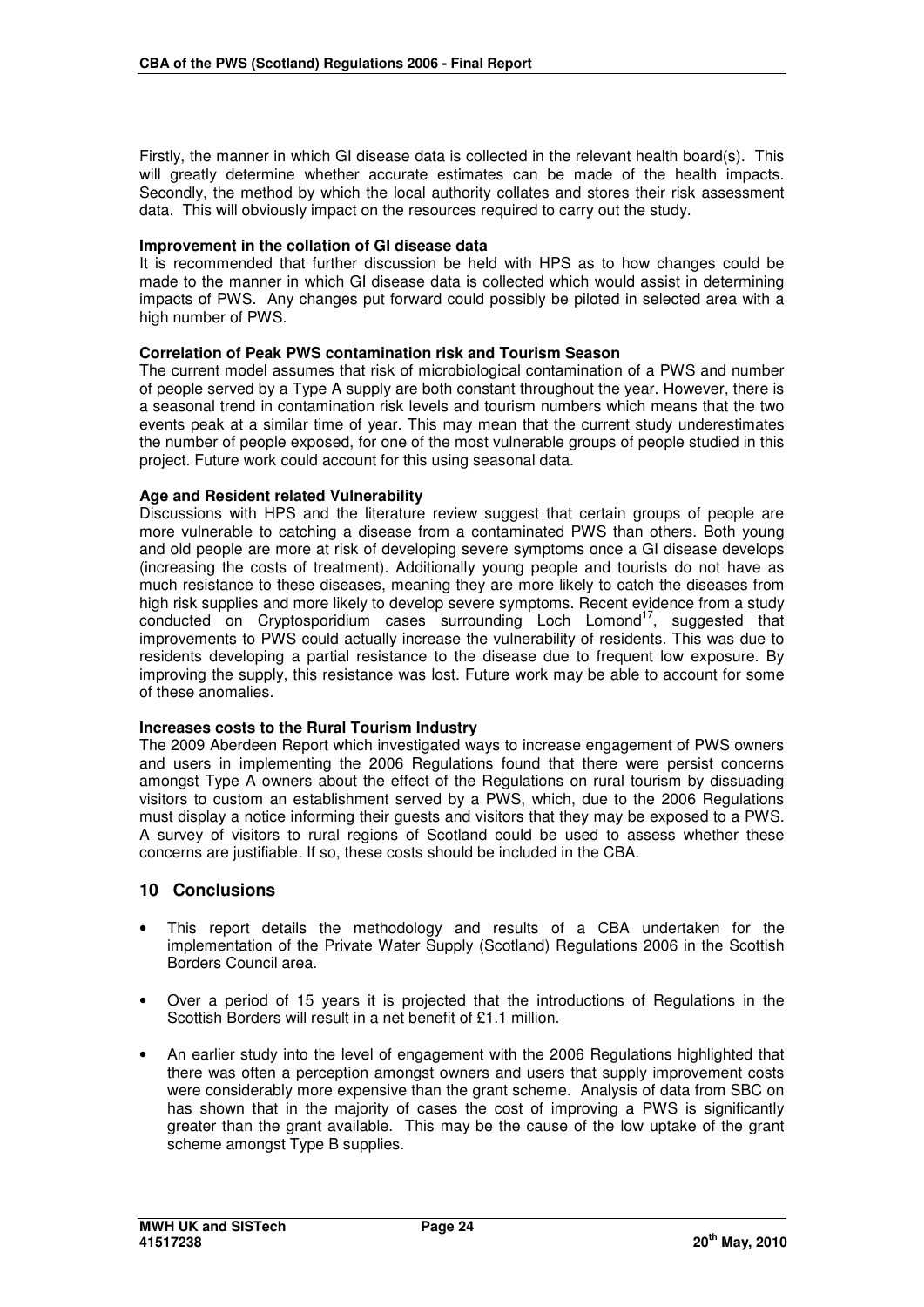Firstly, the manner in which GI disease data is collected in the relevant health board(s). This will greatly determine whether accurate estimates can be made of the health impacts. Secondly, the method by which the local authority collates and stores their risk assessment data. This will obviously impact on the resources required to carry out the study.

**Improvement in the collation of GI disease data**

It is recommended that further discussion be held with HPS as to how changes could be made to the manner in which GI disease data is collected which would assist in determining impacts of PWS. Any changes put forward could possibly be piloted in selected area with a high number of PWS.

**Correlation of Peak PWS contamination risk and Tourism Season**

The current model assumes that risk of microbiological contamination of a PWS and number of people served by a Type A supply are both constant throughout the year. However, there is a seasonal trend in contamination risk levels and tourism numbers which means that the two events peak at a similar time of year. This may mean that the current study underestimates the number of people exposed, for one of the most vulnerable groups of people studied in this project. Future work could account for this using seasonal data.

**Age and Resident related Vulnerability**

Discussions with HPS and the literature review suggest that certain groups of people are more vulnerable to catching a disease from a contaminated PWS than others. Both young and old people are more at risk of developing severe symptoms once a GI disease develops (increasing the costs of treatment). Additionally young people and tourists do not have as much resistance to these diseases, meaning they are more likely to catch the diseases from high risk supplies and more likely to develop severe symptoms. Recent evidence from a study conducted on Cryptosporidium cases surrounding Loch Lomond[17], suggested that improvements to PWS could actually increase the vulnerability of residents. This was due to residents developing a partial resistance to the disease due to frequent low exposure. By improving the supply, this resistance was lost. Future work may be able to account for some of these anomalies.

**Increases costs to the Rural Tourism Industry**

The 2009 Aberdeen Report which investigated ways to increase engagement of PWS owners and users in implementing the 2006 Regulations found that there were persist concerns amongst Type A owners about the effect of the Regulations on rural tourism by dissuading visitors to custom an establishment served by a PWS, which, due to the 2006 Regulations must display a notice informing their guests and visitors that they may be exposed to a PWS. A survey of visitors to rural regions of Scotland could be used to assess whether these concerns are justifiable. If so, these costs should be included in the CBA.

## 10 Conclusions

- This report details the methodology and results of a CBA undertaken for the implementation of the Private Water Supply (Scotland) Regulations 2006 in the Scottish Borders Council area.
- Over a period of 15 years it is projected that the introductions of Regulations in the Scottish Borders will result in a net benefit of £1.1 million.
- An earlier study into the level of engagement with the 2006 Regulations highlighted that there was often a perception amongst owners and users that supply improvement costs were considerably more expensive than the grant scheme. Analysis of data from SBC on has shown that in the majority of cases the cost of improving a PWS is significantly greater than the grant available. This may be the cause of the low uptake of the grant scheme amongst Type B supplies.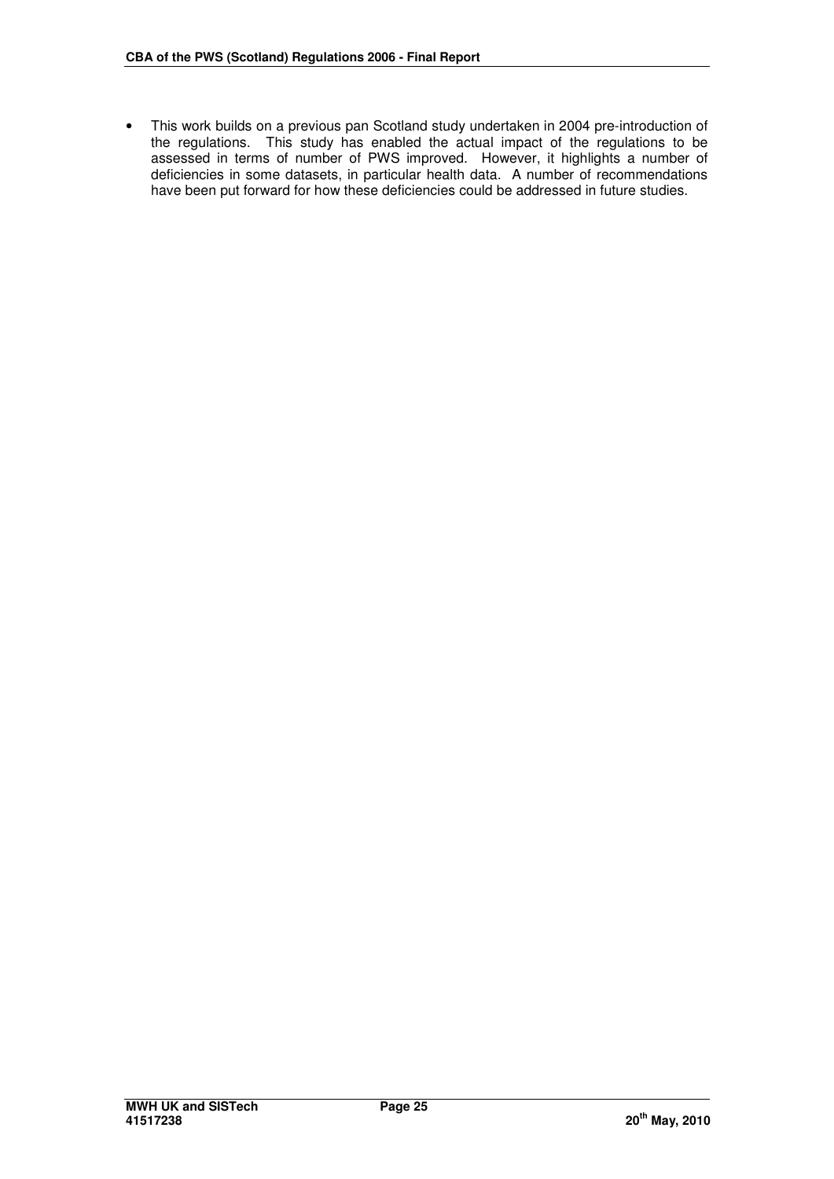- This work builds on a previous pan Scotland study undertaken in 2004 pre-introduction of the regulations. This study has enabled the actual impact of the regulations to be assessed in terms of number of PWS improved. However, it highlights a number of deficiencies in some datasets, in particular health data. A number of recommendations have been put forward for how these deficiencies could be addressed in future studies.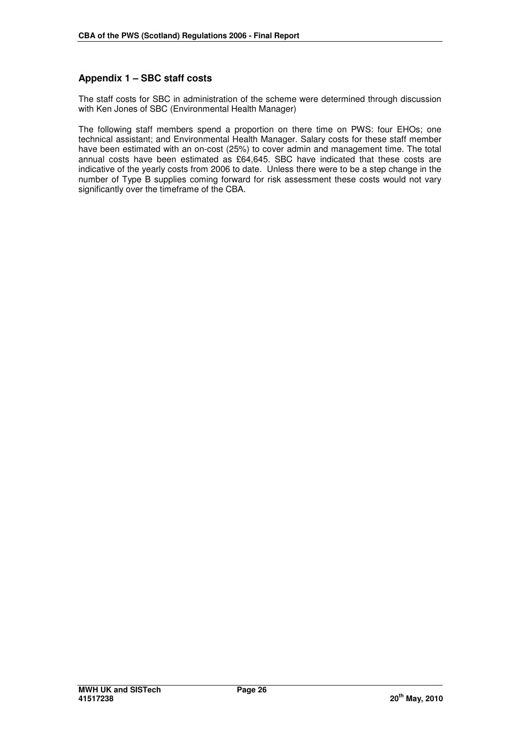## Appendix 1 – SBC staff costs

The staff costs for SBC in administration of the scheme were determined through discussion with Ken Jones of SBC (Environmental Health Manager)

The following staff members spend a proportion on there time on PWS: four EHOs; one technical assistant; and Environmental Health Manager. Salary costs for these staff member have been estimated with an on-cost (25%) to cover admin and management time. The total annual costs have been estimated as £64,645. SBC have indicated that these costs are indicative of the yearly costs from 2006 to date. Unless there were to be a step change in the number of Type B supplies coming forward for risk assessment these costs would not vary significantly over the timeframe of the CBA.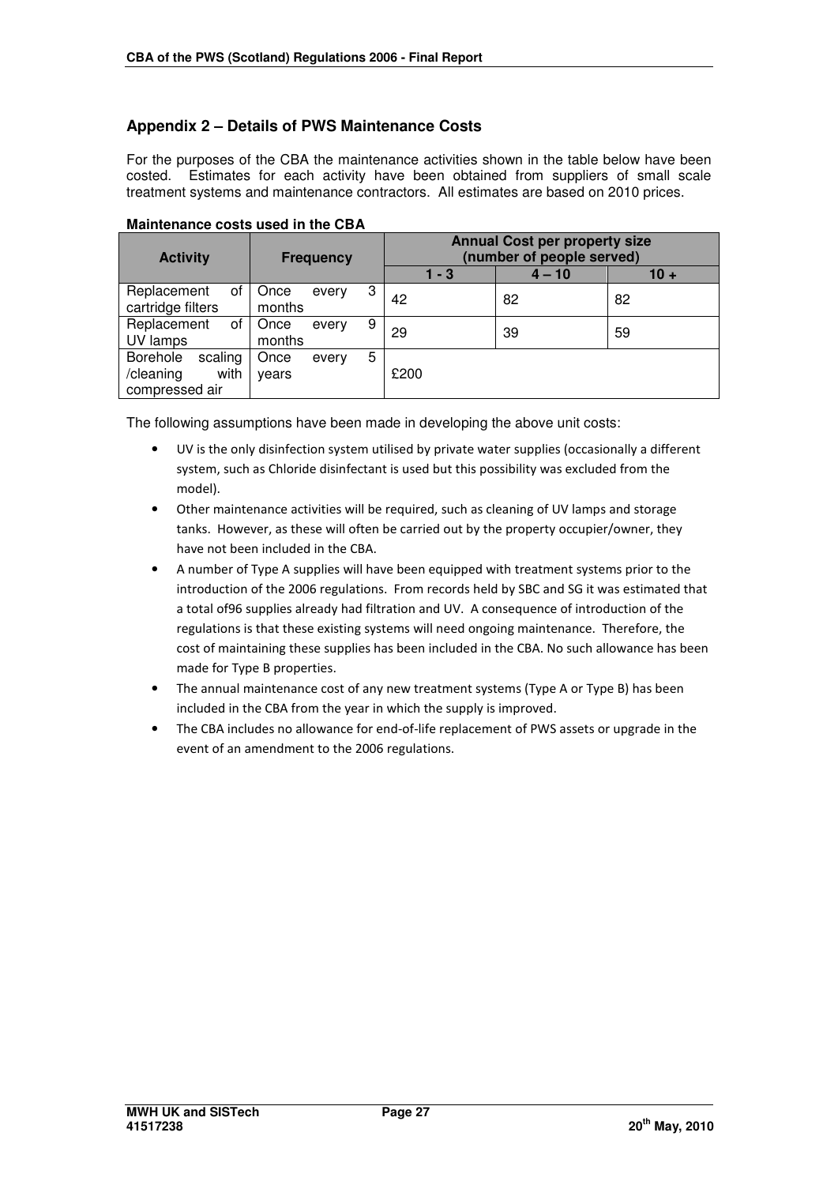## Appendix 2 – Details of PWS Maintenance Costs

For the purposes of the CBA the maintenance activities shown in the table below have been costed. Estimates for each activity have been obtained from suppliers of small scale treatment systems and maintenance contractors. All estimates are based on 2010 prices.

**Maintenance costs used in the CBA**

| Activity | Frequency | Annual Cost per property size (number of people served) | | |
|---|---|---|---|---|
| | | 1 - 3 | 4 – 10 | 10 + |
| Replacement of cartridge filters | Once every 3 months | 42 | 82 | 82 |
| Replacement of UV lamps | Once every 9 months | 29 | 39 | 59 |
| Borehole scaling /cleaning with compressed air | Once every 5 years | £200 | | |

The following assumptions have been made in developing the above unit costs:

- UV is the only disinfection system utilised by private water supplies (occasionally a different system, such as Chloride disinfectant is used but this possibility was excluded from the model).
- Other maintenance activities will be required, such as cleaning of UV lamps and storage tanks. However, as these will often be carried out by the property occupier/owner, they have not been included in the CBA.
- A number of Type A supplies will have been equipped with treatment systems prior to the introduction of the 2006 regulations. From records held by SBC and SG it was estimated that a total of96 supplies already had filtration and UV. A consequence of introduction of the regulations is that these existing systems will need ongoing maintenance. Therefore, the cost of maintaining these supplies has been included in the CBA. No such allowance has been made for Type B properties.
- The annual maintenance cost of any new treatment systems (Type A or Type B) has been included in the CBA from the year in which the supply is improved.
- The CBA includes no allowance for end-of-life replacement of PWS assets or upgrade in the event of an amendment to the 2006 regulations.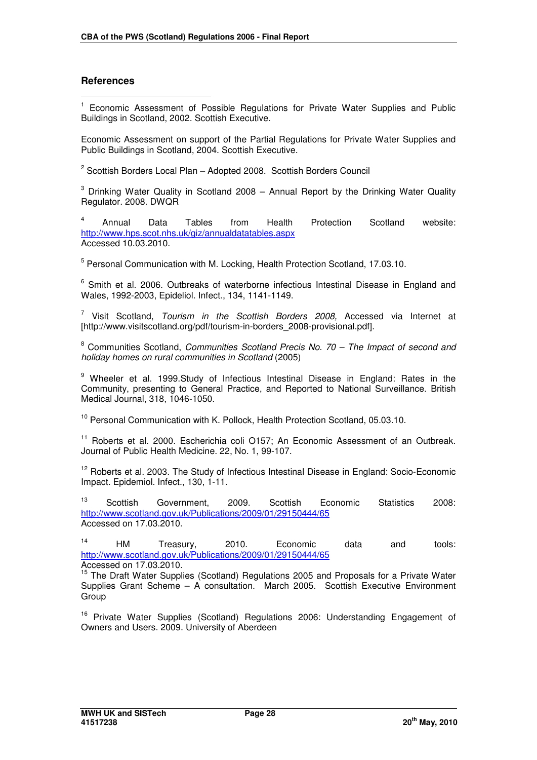## References

[1] Economic Assessment of Possible Regulations for Private Water Supplies and Public Buildings in Scotland, 2002. Scottish Executive.

Economic Assessment on support of the Partial Regulations for Private Water Supplies and Public Buildings in Scotland, 2004. Scottish Executive.

[2] Scottish Borders Local Plan – Adopted 2008. Scottish Borders Council

[3] Drinking Water Quality in Scotland 2008 – Annual Report by the Drinking Water Quality Regulator. 2008. DWQR

[4] Annual Data Tables from Health Protection Scotland website: http://www.hps.scot.nhs.uk/giz/annualdatatables.aspx Accessed 10.03.2010.

[5] Personal Communication with M. Locking, Health Protection Scotland, 17.03.10.

[6] Smith et al. 2006. Outbreaks of waterborne infectious Intestinal Disease in England and Wales, 1992-2003, Epideliol. Infect., 134, 1141-1149.

[7] Visit Scotland, *Tourism in the Scottish Borders 2008,* Accessed via Internet at [http://www.visitscotland.org/pdf/tourism-in-borders_2008-provisional.pdf].

[8] Communities Scotland, *Communities Scotland Precis No. 70 – The Impact of second and holiday homes on rural communities in Scotland* (2005)

[9] Wheeler et al. 1999.Study of Infectious Intestinal Disease in England: Rates in the Community, presenting to General Practice, and Reported to National Surveillance. British Medical Journal, 318, 1046-1050.

[10] Personal Communication with K. Pollock, Health Protection Scotland, 05.03.10.

[11] Roberts et al. 2000. Escherichia coli O157; An Economic Assessment of an Outbreak. Journal of Public Health Medicine. 22, No. 1, 99-107.

[12] Roberts et al. 2003. The Study of Infectious Intestinal Disease in England: Socio-Economic Impact. Epidemiol. Infect., 130, 1-11.

[13] Scottish Government, 2009. Scottish Economic Statistics 2008: http://www.scotland.gov.uk/Publications/2009/01/29150444/65 Accessed on 17.03.2010.

[14] HM Treasury, 2010. Economic data and tools: http://www.scotland.gov.uk/Publications/2009/01/29150444/65 Accessed on 17.03.2010.

[15] The Draft Water Supplies (Scotland) Regulations 2005 and Proposals for a Private Water Supplies Grant Scheme – A consultation. March 2005. Scottish Executive Environment Group

[16] Private Water Supplies (Scotland) Regulations 2006: Understanding Engagement of Owners and Users. 2009. University of Aberdeen